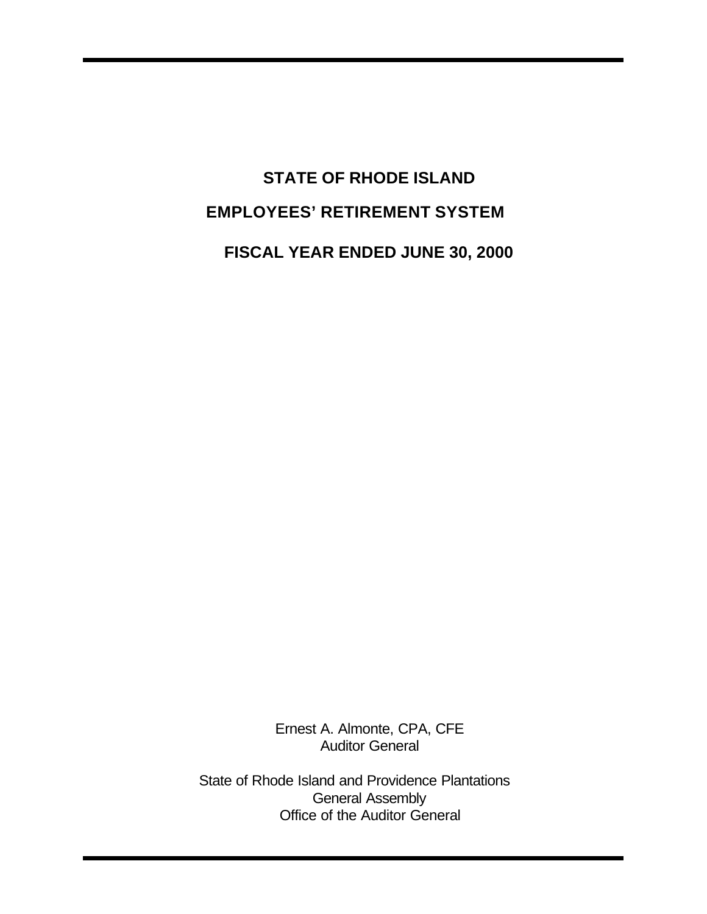# STATE OF RHODE ISLAND

## EMPLOYEES' RETIREMENT SYSTEM

## FISCAL YEAR ENDED JUNE 30, 2000

Ernest A. Almonte, CPA, CFE
Auditor General

State of Rhode Island and Providence Plantations
General Assembly
Office of the Auditor General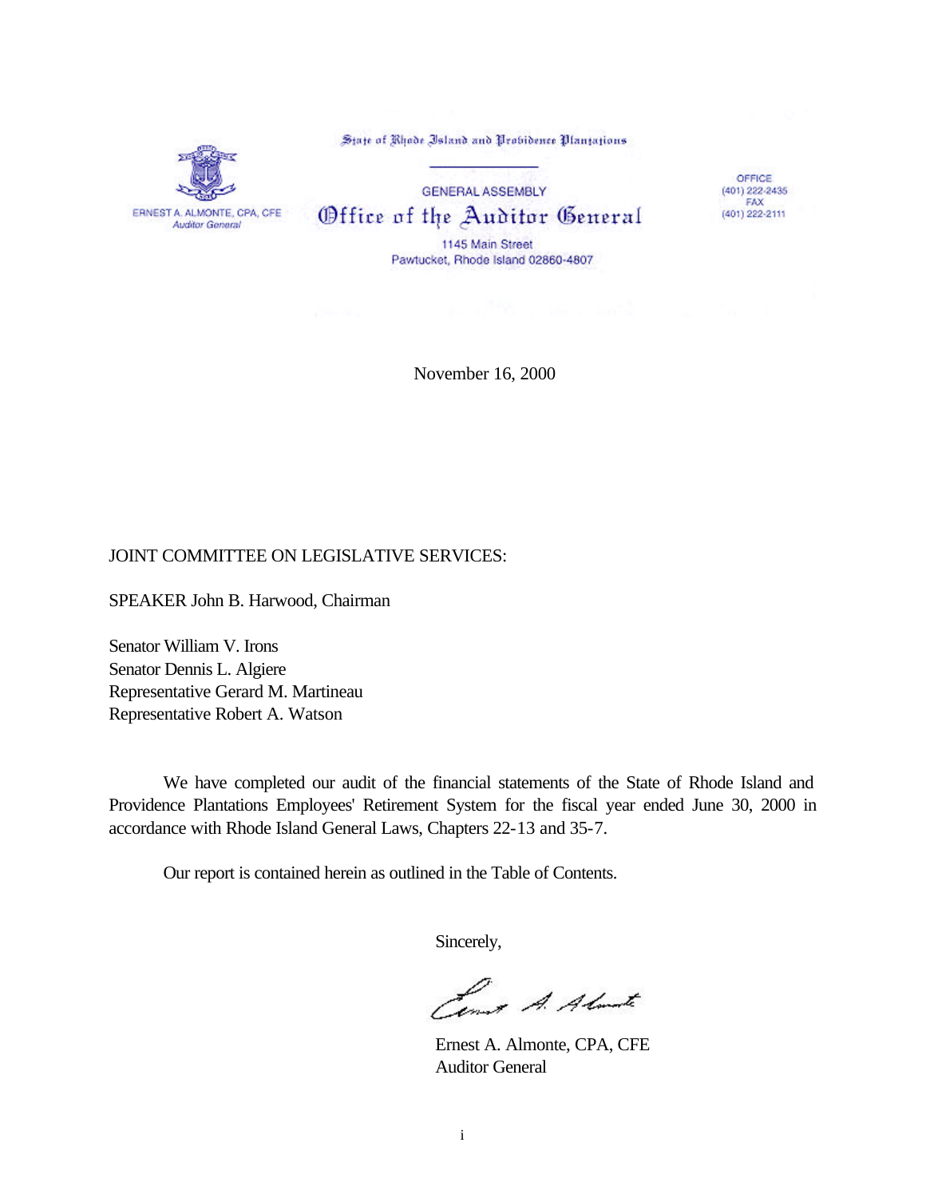State of Rhode Island and Providence Plantations

GENERAL ASSEMBLY

# Office of the Auditor General

1145 Main Street
Pawtucket, Rhode Island 02860-4807

ERNEST A. ALMONTE, CPA, CFE
*Auditor General*

OFFICE
(401) 222-2435
FAX
(401) 222-2111

November 16, 2000

JOINT COMMITTEE ON LEGISLATIVE SERVICES:

SPEAKER John B. Harwood, Chairman

Senator William V. Irons
Senator Dennis L. Algiere
Representative Gerard M. Martineau
Representative Robert A. Watson

We have completed our audit of the financial statements of the State of Rhode Island and Providence Plantations Employees' Retirement System for the fiscal year ended June 30, 2000 in accordance with Rhode Island General Laws, Chapters 22-13 and 35-7.

Our report is contained herein as outlined in the Table of Contents.

Sincerely,

Ernest A. Almonte, CPA, CFE
Auditor General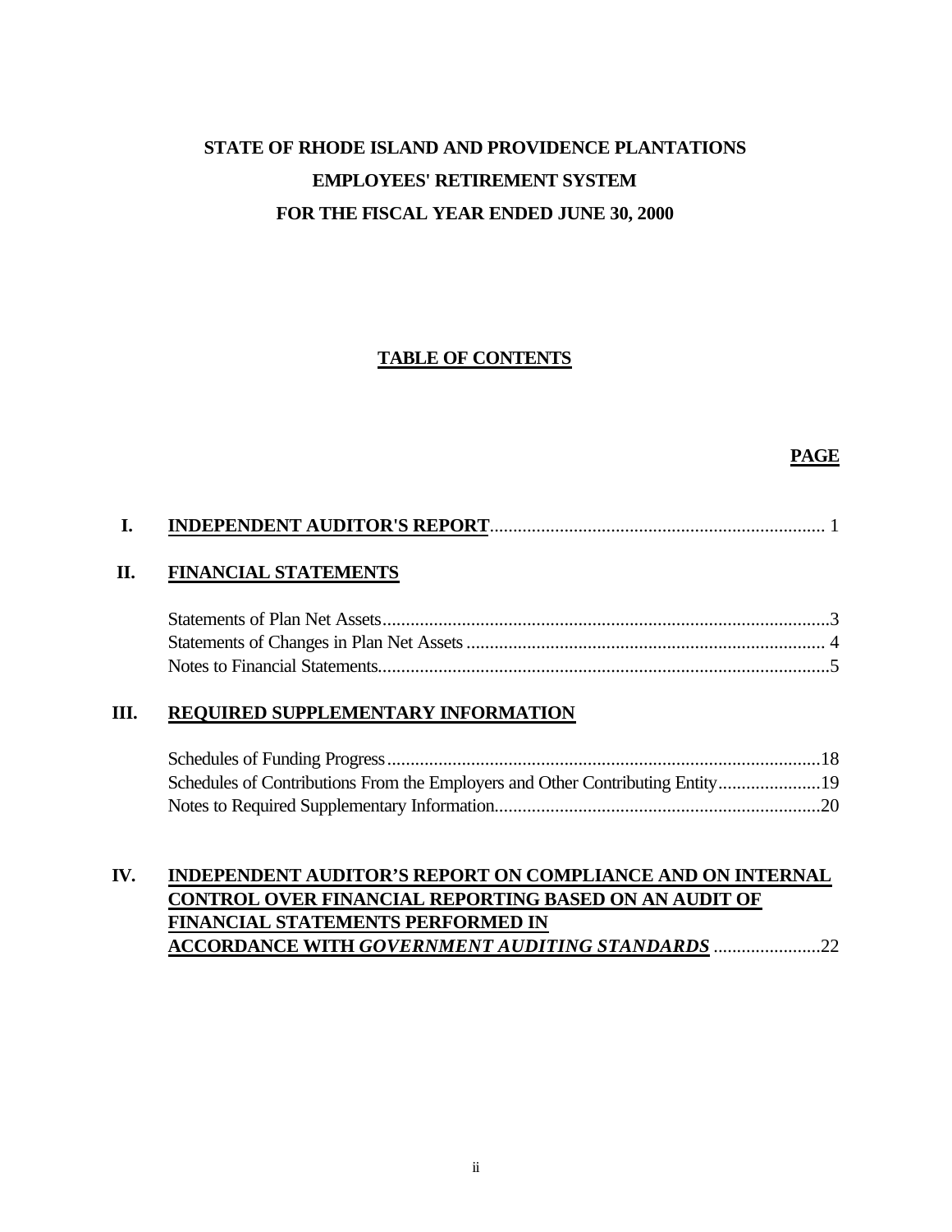# STATE OF RHODE ISLAND AND PROVIDENCE PLANTATIONS
# EMPLOYEES' RETIREMENT SYSTEM
# FOR THE FISCAL YEAR ENDED JUNE 30, 2000

## TABLE OF CONTENTS

| | | PAGE |
|---|---|---|
| I. | **INDEPENDENT AUDITOR'S REPORT** | 1 |
| II. | **FINANCIAL STATEMENTS** | |
| | Statements of Plan Net Assets | 3 |
| | Statements of Changes in Plan Net Assets | 4 |
| | Notes to Financial Statements | 5 |
| III. | **REQUIRED SUPPLEMENTARY INFORMATION** | |
| | Schedules of Funding Progress | 18 |
| | Schedules of Contributions From the Employers and Other Contributing Entity | 19 |
| | Notes to Required Supplementary Information | 20 |
| IV. | **INDEPENDENT AUDITOR'S REPORT ON COMPLIANCE AND ON INTERNAL CONTROL OVER FINANCIAL REPORTING BASED ON AN AUDIT OF FINANCIAL STATEMENTS PERFORMED IN ACCORDANCE WITH *GOVERNMENT AUDITING STANDARDS*** | 22 |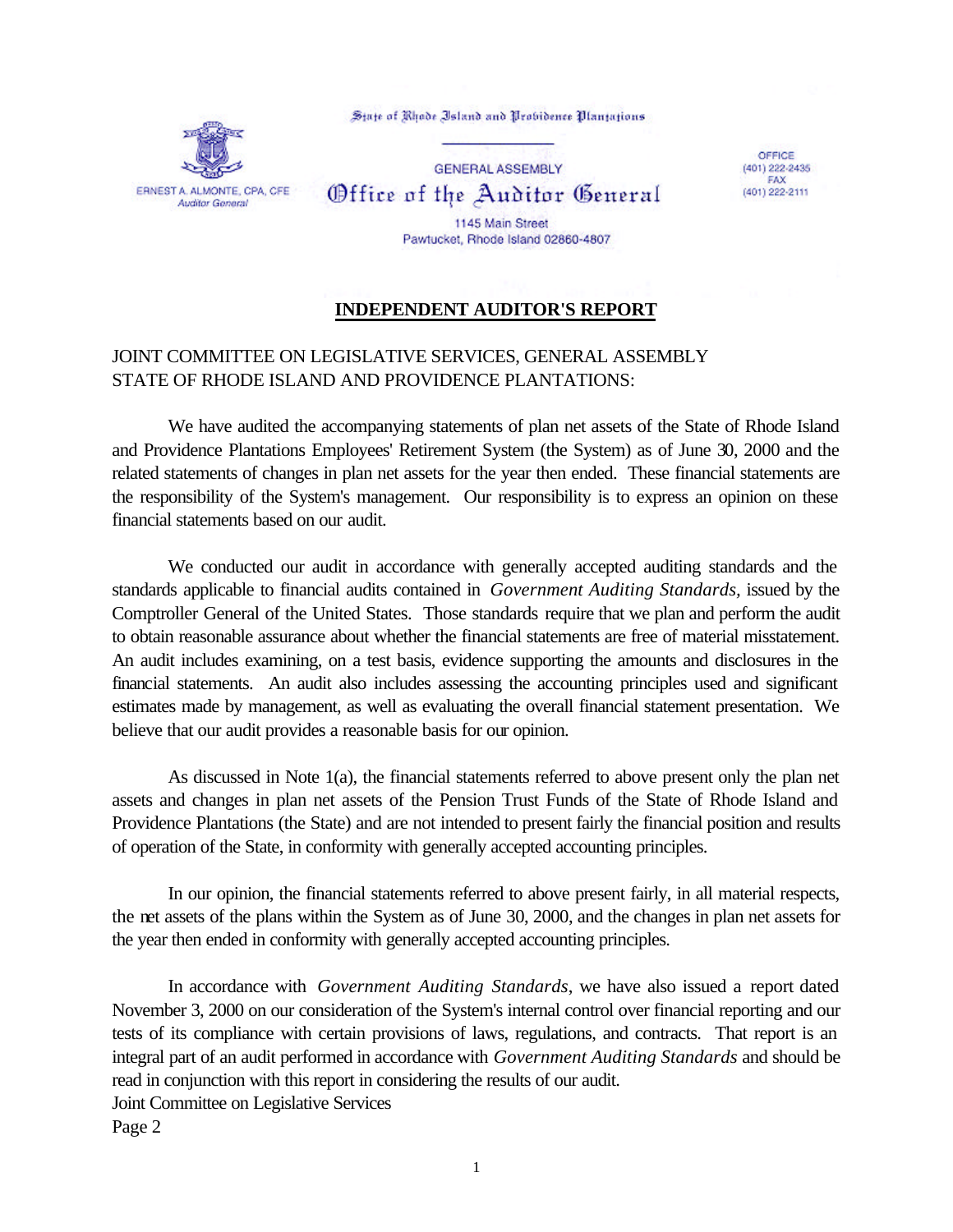State of Rhode Island and Providence Plantations

GENERAL ASSEMBLY

Office of the Auditor General

1145 Main Street
Pawtucket, Rhode Island 02860-4807

ERNEST A. ALMONTE, CPA, CFE
*Auditor General*

OFFICE
(401) 222-2435
FAX
(401) 222-2111

## INDEPENDENT AUDITOR'S REPORT

JOINT COMMITTEE ON LEGISLATIVE SERVICES, GENERAL ASSEMBLY
STATE OF RHODE ISLAND AND PROVIDENCE PLANTATIONS:

We have audited the accompanying statements of plan net assets of the State of Rhode Island and Providence Plantations Employees' Retirement System (the System) as of June 30, 2000 and the related statements of changes in plan net assets for the year then ended. These financial statements are the responsibility of the System's management. Our responsibility is to express an opinion on these financial statements based on our audit.

We conducted our audit in accordance with generally accepted auditing standards and the standards applicable to financial audits contained in *Government Auditing Standards*, issued by the Comptroller General of the United States. Those standards require that we plan and perform the audit to obtain reasonable assurance about whether the financial statements are free of material misstatement. An audit includes examining, on a test basis, evidence supporting the amounts and disclosures in the financial statements. An audit also includes assessing the accounting principles used and significant estimates made by management, as well as evaluating the overall financial statement presentation. We believe that our audit provides a reasonable basis for our opinion.

As discussed in Note 1(a), the financial statements referred to above present only the plan net assets and changes in plan net assets of the Pension Trust Funds of the State of Rhode Island and Providence Plantations (the State) and are not intended to present fairly the financial position and results of operation of the State, in conformity with generally accepted accounting principles.

In our opinion, the financial statements referred to above present fairly, in all material respects, the net assets of the plans within the System as of June 30, 2000, and the changes in plan net assets for the year then ended in conformity with generally accepted accounting principles.

In accordance with *Government Auditing Standards*, we have also issued a report dated November 3, 2000 on our consideration of the System's internal control over financial reporting and our tests of its compliance with certain provisions of laws, regulations, and contracts. That report is an integral part of an audit performed in accordance with *Government Auditing Standards* and should be read in conjunction with this report in considering the results of our audit.

Joint Committee on Legislative Services
Page 2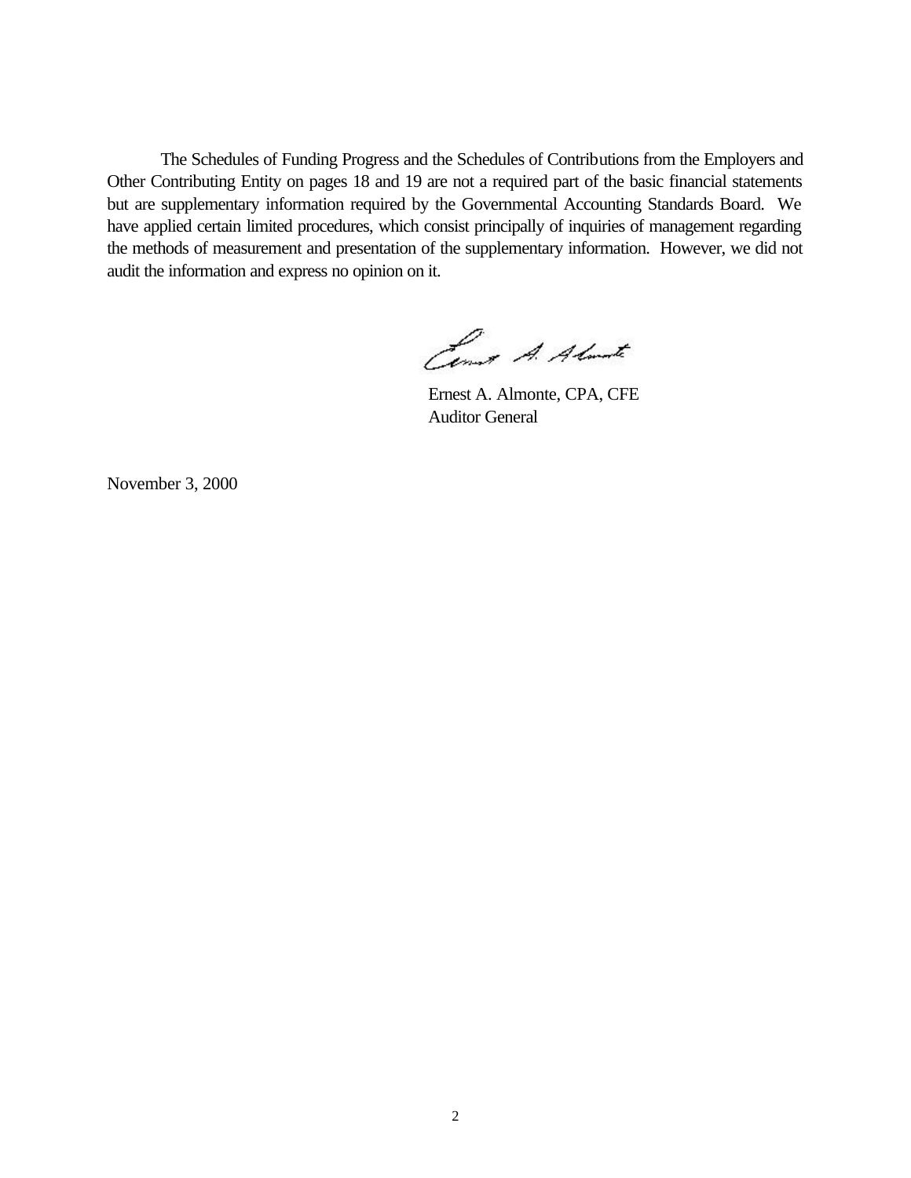The Schedules of Funding Progress and the Schedules of Contributions from the Employers and Other Contributing Entity on pages 18 and 19 are not a required part of the basic financial statements but are supplementary information required by the Governmental Accounting Standards Board. We have applied certain limited procedures, which consist principally of inquiries of management regarding the methods of measurement and presentation of the supplementary information. However, we did not audit the information and express no opinion on it.

Ernest A. Almonte, CPA, CFE
Auditor General

November 3, 2000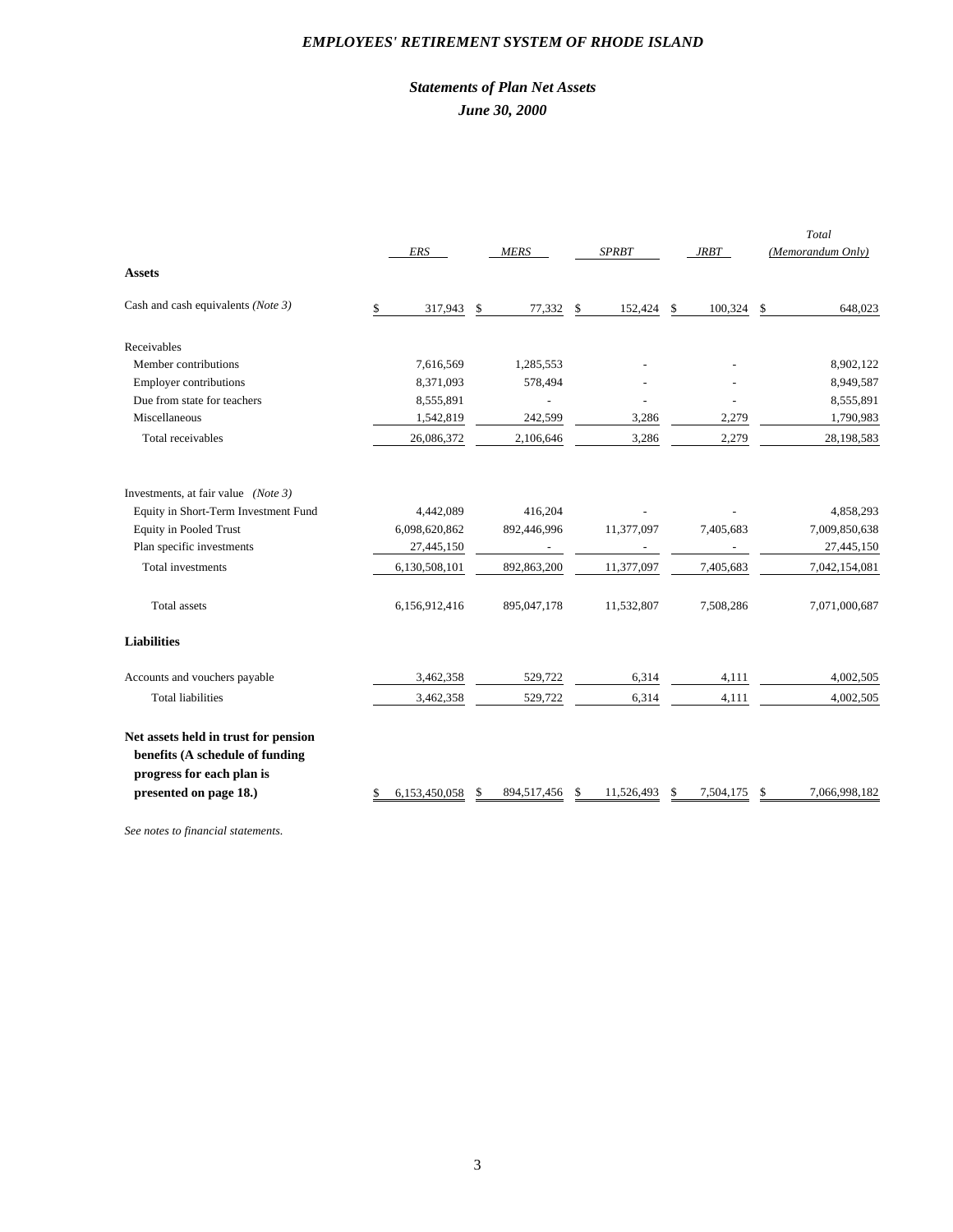# *EMPLOYEES' RETIREMENT SYSTEM OF RHODE ISLAND*

## *Statements of Plan Net Assets*
## *June 30, 2000*

| | *ERS* | *MERS* | *SPRBT* | *JRBT* | *Total (Memorandum Only)* |
|---|---|---|---|---|---|
| **Assets** | | | | | |
| Cash and cash equivalents *(Note 3)* | $ 317,943 | $ 77,332 | $ 152,424 | $ 100,324 | $ 648,023 |
| Receivables | | | | | |
| Member contributions | 7,616,569 | 1,285,553 | - | - | 8,902,122 |
| Employer contributions | 8,371,093 | 578,494 | - | - | 8,949,587 |
| Due from state for teachers | 8,555,891 | - | - | - | 8,555,891 |
| Miscellaneous | 1,542,819 | 242,599 | 3,286 | 2,279 | 1,790,983 |
| Total receivables | 26,086,372 | 2,106,646 | 3,286 | 2,279 | 28,198,583 |
| Investments, at fair value *(Note 3)* | | | | | |
| Equity in Short-Term Investment Fund | 4,442,089 | 416,204 | - | - | 4,858,293 |
| Equity in Pooled Trust | 6,098,620,862 | 892,446,996 | 11,377,097 | 7,405,683 | 7,009,850,638 |
| Plan specific investments | 27,445,150 | - | - | - | 27,445,150 |
| Total investments | 6,130,508,101 | 892,863,200 | 11,377,097 | 7,405,683 | 7,042,154,081 |
| Total assets | 6,156,912,416 | 895,047,178 | 11,532,807 | 7,508,286 | 7,071,000,687 |
| **Liabilities** | | | | | |
| Accounts and vouchers payable | 3,462,358 | 529,722 | 6,314 | 4,111 | 4,002,505 |
| Total liabilities | 3,462,358 | 529,722 | 6,314 | 4,111 | 4,002,505 |
| **Net assets held in trust for pension benefits (A schedule of funding progress for each plan is presented on page 18.)** | $ 6,153,450,058 | $ 894,517,456 | $ 11,526,493 | $ 7,504,175 | $ 7,066,998,182 |

*See notes to financial statements.*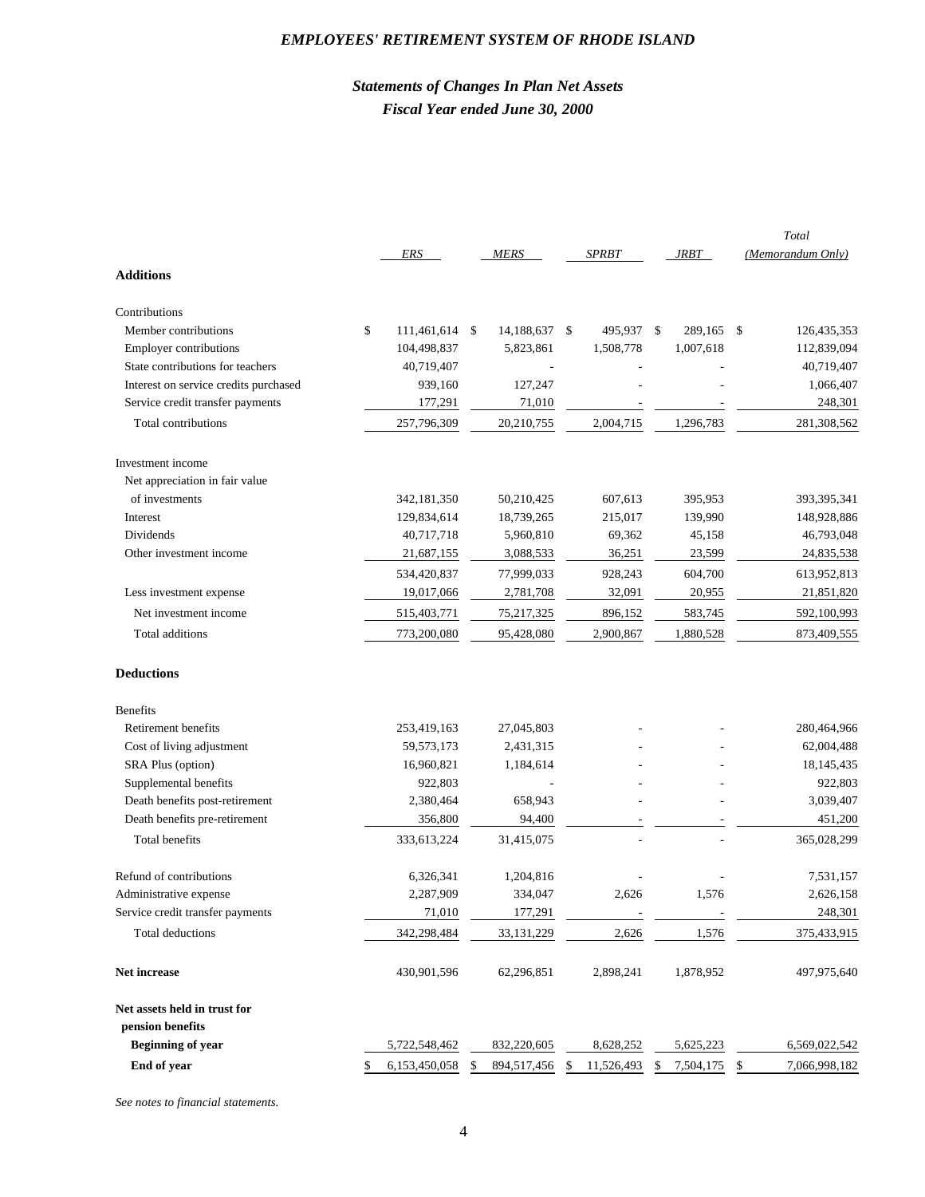# EMPLOYEES' RETIREMENT SYSTEM OF RHODE ISLAND

## *Statements of Changes In Plan Net Assets*
## *Fiscal Year ended June 30, 2000*

| | *ERS* | *MERS* | *SPRBT* | *JRBT* | *Total (Memorandum Only)* |
|---|---|---|---|---|---|
| **Additions** | | | | | |
| Contributions | | | | | |
| Member contributions | $ 111,461,614 | $ 14,188,637 | $ 495,937 | $ 289,165 | $ 126,435,353 |
| Employer contributions | 104,498,837 | 5,823,861 | 1,508,778 | 1,007,618 | 112,839,094 |
| State contributions for teachers | 40,719,407 | - | - | - | 40,719,407 |
| Interest on service credits purchased | 939,160 | 127,247 | - | - | 1,066,407 |
| Service credit transfer payments | 177,291 | 71,010 | - | - | 248,301 |
| Total contributions | 257,796,309 | 20,210,755 | 2,004,715 | 1,296,783 | 281,308,562 |
| Investment income | | | | | |
| Net appreciation in fair value of investments | 342,181,350 | 50,210,425 | 607,613 | 395,953 | 393,395,341 |
| Interest | 129,834,614 | 18,739,265 | 215,017 | 139,990 | 148,928,886 |
| Dividends | 40,717,718 | 5,960,810 | 69,362 | 45,158 | 46,793,048 |
| Other investment income | 21,687,155 | 3,088,533 | 36,251 | 23,599 | 24,835,538 |
| | 534,420,837 | 77,999,033 | 928,243 | 604,700 | 613,952,813 |
| Less investment expense | 19,017,066 | 2,781,708 | 32,091 | 20,955 | 21,851,820 |
| Net investment income | 515,403,771 | 75,217,325 | 896,152 | 583,745 | 592,100,993 |
| Total additions | 773,200,080 | 95,428,080 | 2,900,867 | 1,880,528 | 873,409,555 |
| **Deductions** | | | | | |
| Benefits | | | | | |
| Retirement benefits | 253,419,163 | 27,045,803 | - | - | 280,464,966 |
| Cost of living adjustment | 59,573,173 | 2,431,315 | - | - | 62,004,488 |
| SRA Plus (option) | 16,960,821 | 1,184,614 | - | - | 18,145,435 |
| Supplemental benefits | 922,803 | - | - | - | 922,803 |
| Death benefits post-retirement | 2,380,464 | 658,943 | - | - | 3,039,407 |
| Death benefits pre-retirement | 356,800 | 94,400 | - | - | 451,200 |
| Total benefits | 333,613,224 | 31,415,075 | - | - | 365,028,299 |
| Refund of contributions | 6,326,341 | 1,204,816 | - | - | 7,531,157 |
| Administrative expense | 2,287,909 | 334,047 | 2,626 | 1,576 | 2,626,158 |
| Service credit transfer payments | 71,010 | 177,291 | - | - | 248,301 |
| Total deductions | 342,298,484 | 33,131,229 | 2,626 | 1,576 | 375,433,915 |
| **Net increase** | 430,901,596 | 62,296,851 | 2,898,241 | 1,878,952 | 497,975,640 |
| **Net assets held in trust for pension benefits** | | | | | |
| **Beginning of year** | 5,722,548,462 | 832,220,605 | 8,628,252 | 5,625,223 | 6,569,022,542 |
| **End of year** | $ 6,153,450,058 | $ 894,517,456 | $ 11,526,493 | $ 7,504,175 | $ 7,066,998,182 |

*See notes to financial statements.*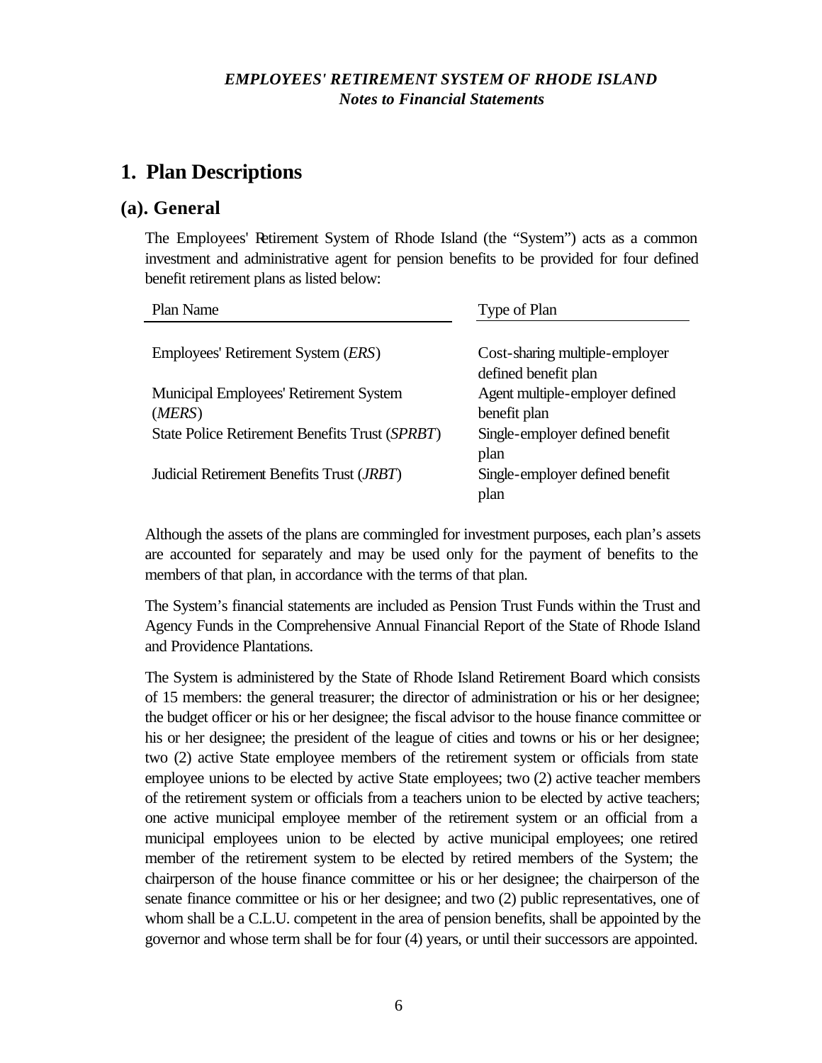# 1. Plan Descriptions

## (a). General

The Employees' Retirement System of Rhode Island (the "System") acts as a common investment and administrative agent for pension benefits to be provided for four defined benefit retirement plans as listed below:

| Plan Name | Type of Plan |
| --- | --- |
| Employees' Retirement System (*ERS*) | Cost-sharing multiple-employer defined benefit plan |
| Municipal Employees' Retirement System (*MERS*) | Agent multiple-employer defined benefit plan |
| State Police Retirement Benefits Trust (*SPRBT*) | Single-employer defined benefit plan |
| Judicial Retirement Benefits Trust (*JRBT*) | Single-employer defined benefit plan |

Although the assets of the plans are commingled for investment purposes, each plan's assets are accounted for separately and may be used only for the payment of benefits to the members of that plan, in accordance with the terms of that plan.

The System's financial statements are included as Pension Trust Funds within the Trust and Agency Funds in the Comprehensive Annual Financial Report of the State of Rhode Island and Providence Plantations.

The System is administered by the State of Rhode Island Retirement Board which consists of 15 members: the general treasurer; the director of administration or his or her designee; the budget officer or his or her designee; the fiscal advisor to the house finance committee or his or her designee; the president of the league of cities and towns or his or her designee; two (2) active State employee members of the retirement system or officials from state employee unions to be elected by active State employees; two (2) active teacher members of the retirement system or officials from a teachers union to be elected by active teachers; one active municipal employee member of the retirement system or an official from a municipal employees union to be elected by active municipal employees; one retired member of the retirement system to be elected by retired members of the System; the chairperson of the house finance committee or his or her designee; the chairperson of the senate finance committee or his or her designee; and two (2) public representatives, one of whom shall be a C.L.U. competent in the area of pension benefits, shall be appointed by the governor and whose term shall be for four (4) years, or until their successors are appointed.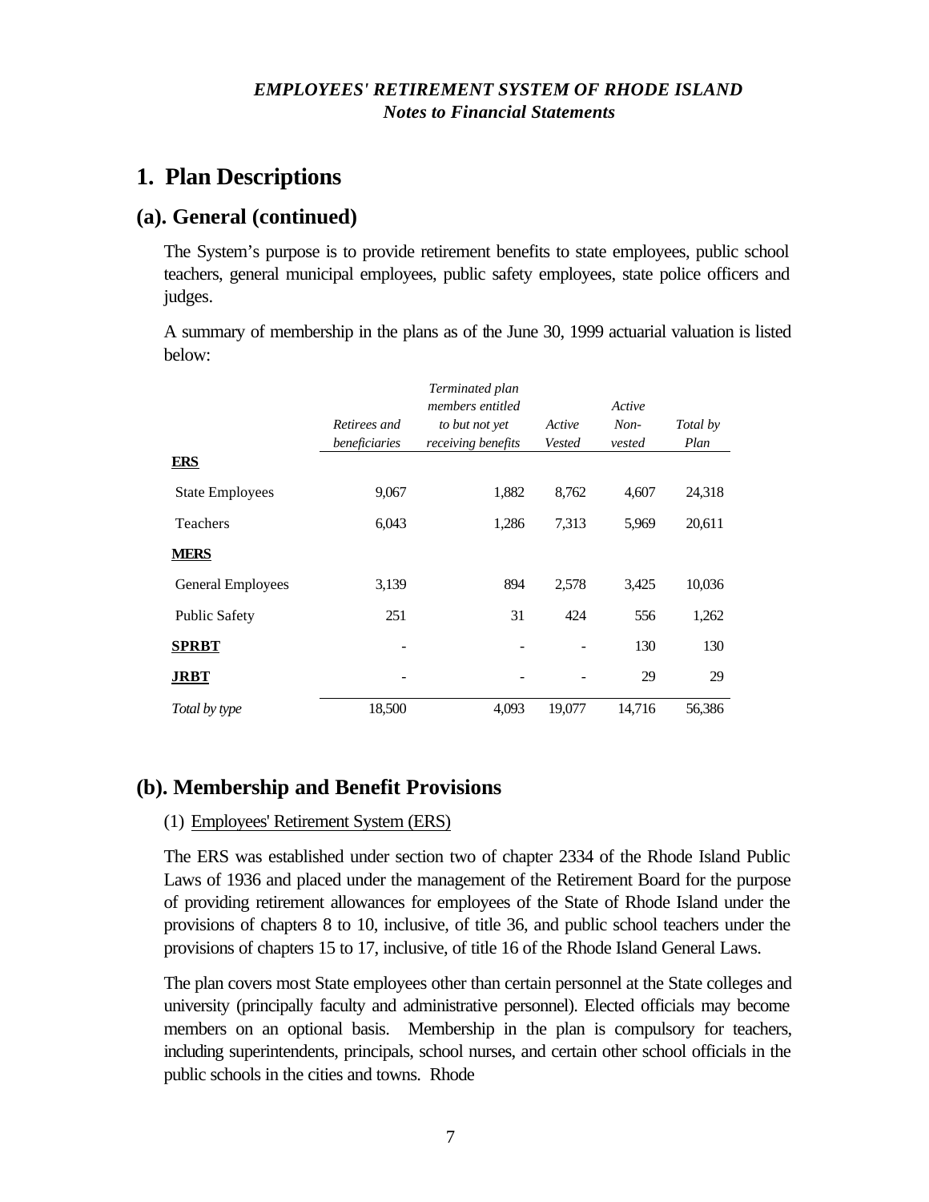*EMPLOYEES' RETIREMENT SYSTEM OF RHODE ISLAND*
*Notes to Financial Statements*

# 1. Plan Descriptions

## (a). General (continued)

The System's purpose is to provide retirement benefits to state employees, public school teachers, general municipal employees, public safety employees, state police officers and judges.

A summary of membership in the plans as of the June 30, 1999 actuarial valuation is listed below:

| | *Retirees and beneficiaries* | *Terminated plan members entitled to but not yet receiving benefits* | *Active Vested* | *Active Non-vested* | *Total by Plan* |
|---|---|---|---|---|---|
| **ERS** | | | | | |
| State Employees | 9,067 | 1,882 | 8,762 | 4,607 | 24,318 |
| Teachers | 6,043 | 1,286 | 7,313 | 5,969 | 20,611 |
| **MERS** | | | | | |
| General Employees | 3,139 | 894 | 2,578 | 3,425 | 10,036 |
| Public Safety | 251 | 31 | 424 | 556 | 1,262 |
| **SPRBT** | - | - | - | 130 | 130 |
| **JRBT** | - | - | - | 29 | 29 |
| *Total by type* | 18,500 | 4,093 | 19,077 | 14,716 | 56,386 |

## (b). Membership and Benefit Provisions

(1) Employees' Retirement System (ERS)

The ERS was established under section two of chapter 2334 of the Rhode Island Public Laws of 1936 and placed under the management of the Retirement Board for the purpose of providing retirement allowances for employees of the State of Rhode Island under the provisions of chapters 8 to 10, inclusive, of title 36, and public school teachers under the provisions of chapters 15 to 17, inclusive, of title 16 of the Rhode Island General Laws.

The plan covers most State employees other than certain personnel at the State colleges and university (principally faculty and administrative personnel). Elected officials may become members on an optional basis. Membership in the plan is compulsory for teachers, including superintendents, principals, school nurses, and certain other school officials in the public schools in the cities and towns. Rhode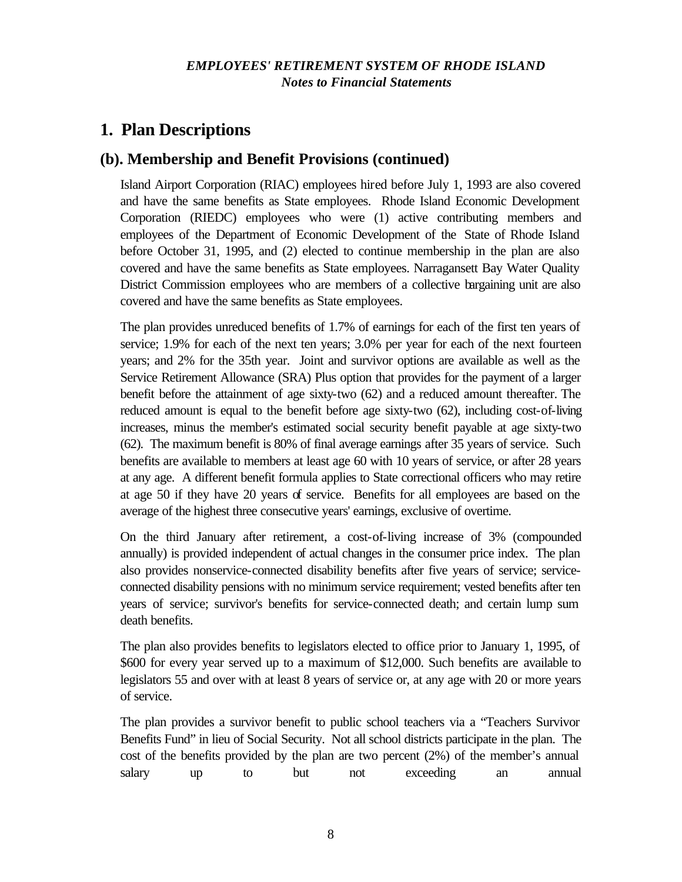## 1. Plan Descriptions

### (b). Membership and Benefit Provisions (continued)

Island Airport Corporation (RIAC) employees hired before July 1, 1993 are also covered and have the same benefits as State employees. Rhode Island Economic Development Corporation (RIEDC) employees who were (1) active contributing members and employees of the Department of Economic Development of the State of Rhode Island before October 31, 1995, and (2) elected to continue membership in the plan are also covered and have the same benefits as State employees. Narragansett Bay Water Quality District Commission employees who are members of a collective bargaining unit are also covered and have the same benefits as State employees.

The plan provides unreduced benefits of 1.7% of earnings for each of the first ten years of service; 1.9% for each of the next ten years; 3.0% per year for each of the next fourteen years; and 2% for the 35th year. Joint and survivor options are available as well as the Service Retirement Allowance (SRA) Plus option that provides for the payment of a larger benefit before the attainment of age sixty-two (62) and a reduced amount thereafter. The reduced amount is equal to the benefit before age sixty-two (62), including cost-of-living increases, minus the member's estimated social security benefit payable at age sixty-two (62). The maximum benefit is 80% of final average earnings after 35 years of service. Such benefits are available to members at least age 60 with 10 years of service, or after 28 years at any age. A different benefit formula applies to State correctional officers who may retire at age 50 if they have 20 years of service. Benefits for all employees are based on the average of the highest three consecutive years' earnings, exclusive of overtime.

On the third January after retirement, a cost-of-living increase of 3% (compounded annually) is provided independent of actual changes in the consumer price index. The plan also provides nonservice-connected disability benefits after five years of service; service-connected disability pensions with no minimum service requirement; vested benefits after ten years of service; survivor's benefits for service-connected death; and certain lump sum death benefits.

The plan also provides benefits to legislators elected to office prior to January 1, 1995, of $600 for every year served up to a maximum of $12,000. Such benefits are available to legislators 55 and over with at least 8 years of service or, at any age with 20 or more years of service.

The plan provides a survivor benefit to public school teachers via a "Teachers Survivor Benefits Fund" in lieu of Social Security. Not all school districts participate in the plan. The cost of the benefits provided by the plan are two percent (2%) of the member's annual salary up to but not exceeding an annual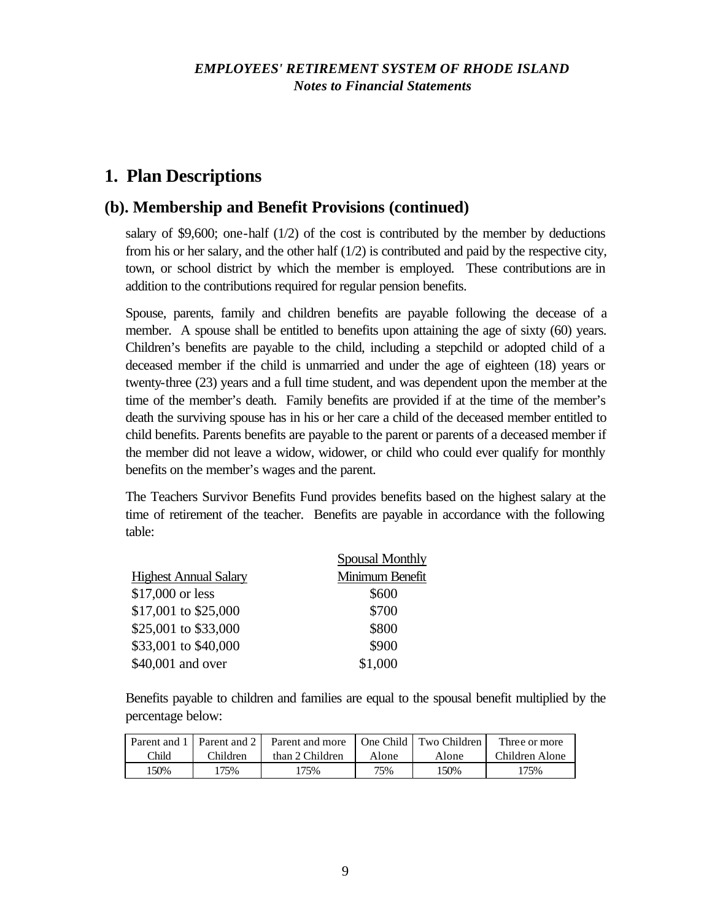## 1. Plan Descriptions

### (b). Membership and Benefit Provisions (continued)

salary of $9,600; one-half (1/2) of the cost is contributed by the member by deductions from his or her salary, and the other half (1/2) is contributed and paid by the respective city, town, or school district by which the member is employed. These contributions are in addition to the contributions required for regular pension benefits.

Spouse, parents, family and children benefits are payable following the decease of a member. A spouse shall be entitled to benefits upon attaining the age of sixty (60) years. Children's benefits are payable to the child, including a stepchild or adopted child of a deceased member if the child is unmarried and under the age of eighteen (18) years or twenty-three (23) years and a full time student, and was dependent upon the member at the time of the member's death. Family benefits are provided if at the time of the member's death the surviving spouse has in his or her care a child of the deceased member entitled to child benefits. Parents benefits are payable to the parent or parents of a deceased member if the member did not leave a widow, widower, or child who could ever qualify for monthly benefits on the member's wages and the parent.

The Teachers Survivor Benefits Fund provides benefits based on the highest salary at the time of retirement of the teacher. Benefits are payable in accordance with the following table:

| Highest Annual Salary | Spousal Monthly Minimum Benefit |
|---|---|
| $17,000 or less | $600 |
| $17,001 to $25,000 | $700 |
| $25,001 to $33,000 | $800 |
| $33,001 to $40,000 | $900 |
| $40,001 and over | $1,000 |

Benefits payable to children and families are equal to the spousal benefit multiplied by the percentage below:

| Parent and 1 Child | Parent and 2 Children | Parent and more than 2 Children | One Child Alone | Two Children Alone | Three or more Children Alone |
|---|---|---|---|---|---|
| 150% | 175% | 175% | 75% | 150% | 175% |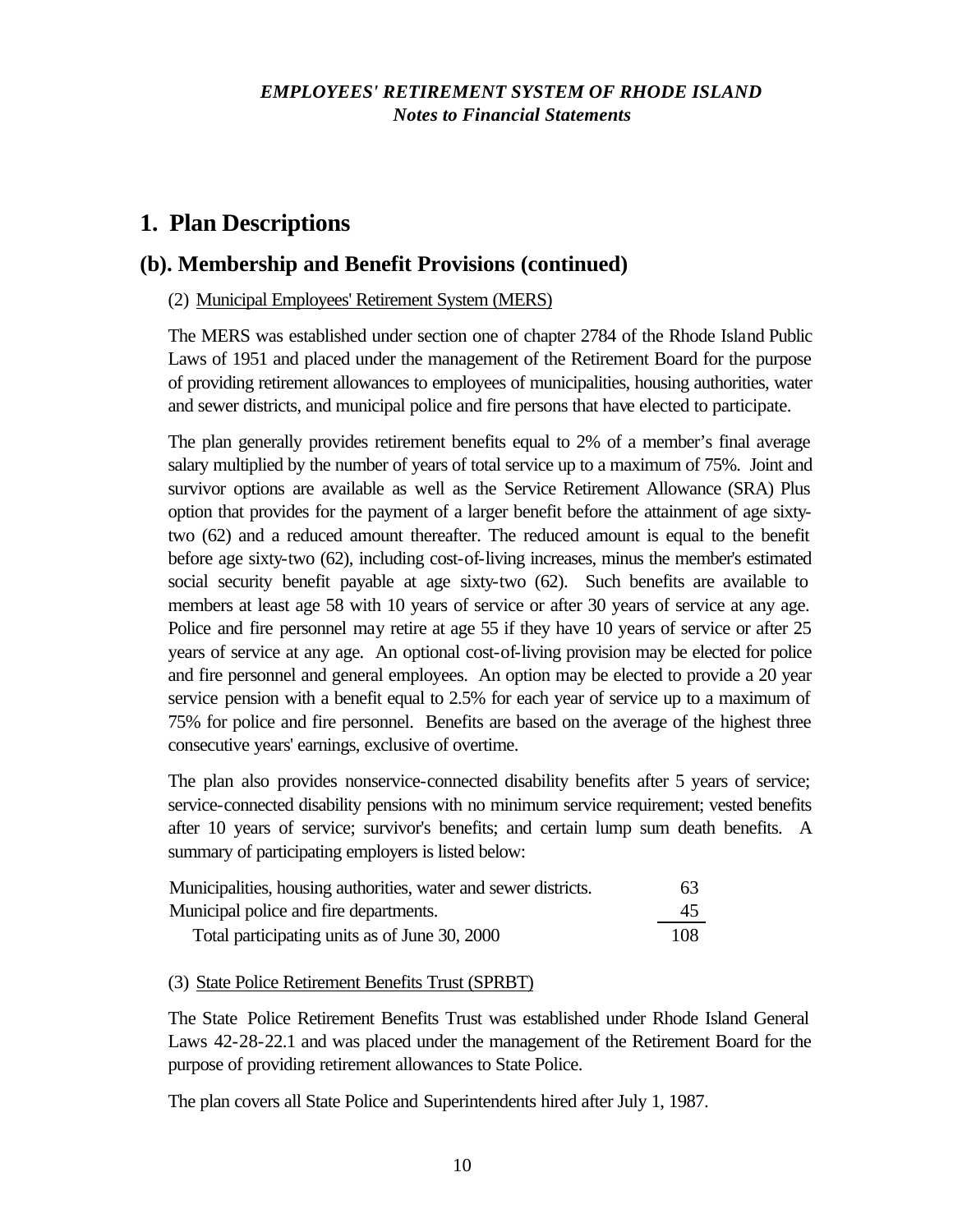# 1. Plan Descriptions

## (b). Membership and Benefit Provisions (continued)

(2) Municipal Employees' Retirement System (MERS)

The MERS was established under section one of chapter 2784 of the Rhode Island Public Laws of 1951 and placed under the management of the Retirement Board for the purpose of providing retirement allowances to employees of municipalities, housing authorities, water and sewer districts, and municipal police and fire persons that have elected to participate.

The plan generally provides retirement benefits equal to 2% of a member's final average salary multiplied by the number of years of total service up to a maximum of 75%. Joint and survivor options are available as well as the Service Retirement Allowance (SRA) Plus option that provides for the payment of a larger benefit before the attainment of age sixty-two (62) and a reduced amount thereafter. The reduced amount is equal to the benefit before age sixty-two (62), including cost-of-living increases, minus the member's estimated social security benefit payable at age sixty-two (62). Such benefits are available to members at least age 58 with 10 years of service or after 30 years of service at any age. Police and fire personnel may retire at age 55 if they have 10 years of service or after 25 years of service at any age. An optional cost-of-living provision may be elected for police and fire personnel and general employees. An option may be elected to provide a 20 year service pension with a benefit equal to 2.5% for each year of service up to a maximum of 75% for police and fire personnel. Benefits are based on the average of the highest three consecutive years' earnings, exclusive of overtime.

The plan also provides nonservice-connected disability benefits after 5 years of service; service-connected disability pensions with no minimum service requirement; vested benefits after 10 years of service; survivor's benefits; and certain lump sum death benefits. A summary of participating employers is listed below:

| | |
|---|---|
| Municipalities, housing authorities, water and sewer districts. | 63 |
| Municipal police and fire departments. | 45 |
| Total participating units as of June 30, 2000 | 108 |

(3) State Police Retirement Benefits Trust (SPRBT)

The State Police Retirement Benefits Trust was established under Rhode Island General Laws 42-28-22.1 and was placed under the management of the Retirement Board for the purpose of providing retirement allowances to State Police.

The plan covers all State Police and Superintendents hired after July 1, 1987.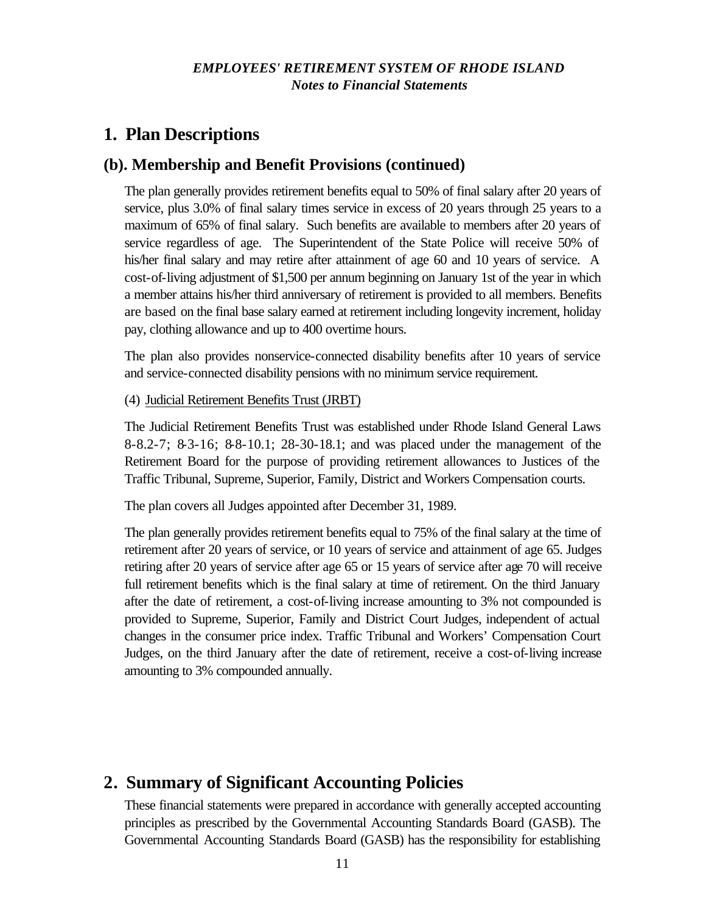# 1. Plan Descriptions

## (b). Membership and Benefit Provisions (continued)

The plan generally provides retirement benefits equal to 50% of final salary after 20 years of service, plus 3.0% of final salary times service in excess of 20 years through 25 years to a maximum of 65% of final salary. Such benefits are available to members after 20 years of service regardless of age. The Superintendent of the State Police will receive 50% of his/her final salary and may retire after attainment of age 60 and 10 years of service. A cost-of-living adjustment of $1,500 per annum beginning on January 1st of the year in which a member attains his/her third anniversary of retirement is provided to all members. Benefits are based on the final base salary earned at retirement including longevity increment, holiday pay, clothing allowance and up to 400 overtime hours.

The plan also provides nonservice-connected disability benefits after 10 years of service and service-connected disability pensions with no minimum service requirement.

(4) Judicial Retirement Benefits Trust (JRBT)

The Judicial Retirement Benefits Trust was established under Rhode Island General Laws 8-8.2-7; 8-3-16; 8-8-10.1; 28-30-18.1; and was placed under the management of the Retirement Board for the purpose of providing retirement allowances to Justices of the Traffic Tribunal, Supreme, Superior, Family, District and Workers Compensation courts.

The plan covers all Judges appointed after December 31, 1989.

The plan generally provides retirement benefits equal to 75% of the final salary at the time of retirement after 20 years of service, or 10 years of service and attainment of age 65. Judges retiring after 20 years of service after age 65 or 15 years of service after age 70 will receive full retirement benefits which is the final salary at time of retirement. On the third January after the date of retirement, a cost-of-living increase amounting to 3% not compounded is provided to Supreme, Superior, Family and District Court Judges, independent of actual changes in the consumer price index. Traffic Tribunal and Workers' Compensation Court Judges, on the third January after the date of retirement, receive a cost-of-living increase amounting to 3% compounded annually.

# 2. Summary of Significant Accounting Policies

These financial statements were prepared in accordance with generally accepted accounting principles as prescribed by the Governmental Accounting Standards Board (GASB). The Governmental Accounting Standards Board (GASB) has the responsibility for establishing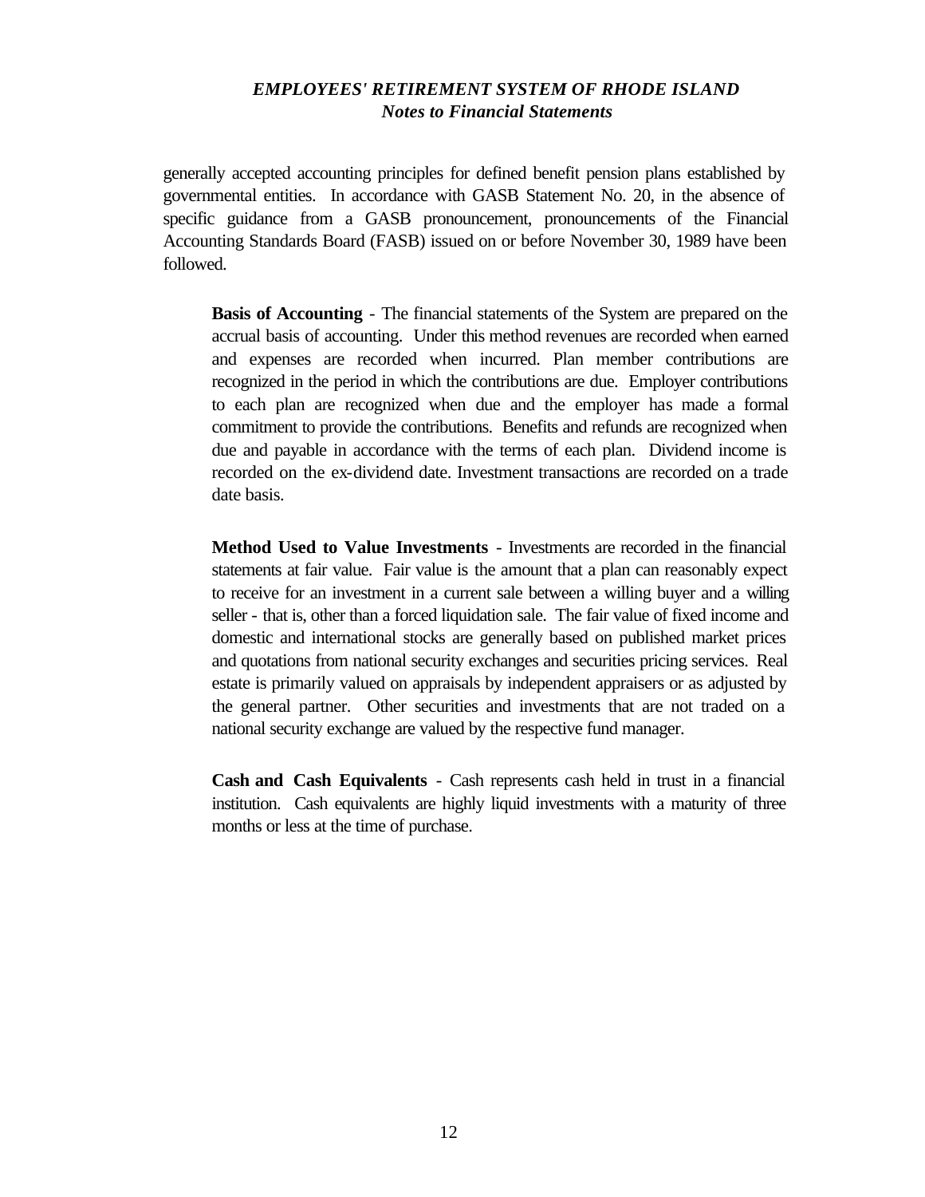generally accepted accounting principles for defined benefit pension plans established by governmental entities. In accordance with GASB Statement No. 20, in the absence of specific guidance from a GASB pronouncement, pronouncements of the Financial Accounting Standards Board (FASB) issued on or before November 30, 1989 have been followed.

**Basis of Accounting** - The financial statements of the System are prepared on the accrual basis of accounting. Under this method revenues are recorded when earned and expenses are recorded when incurred. Plan member contributions are recognized in the period in which the contributions are due. Employer contributions to each plan are recognized when due and the employer has made a formal commitment to provide the contributions. Benefits and refunds are recognized when due and payable in accordance with the terms of each plan. Dividend income is recorded on the ex-dividend date. Investment transactions are recorded on a trade date basis.

**Method Used to Value Investments** - Investments are recorded in the financial statements at fair value. Fair value is the amount that a plan can reasonably expect to receive for an investment in a current sale between a willing buyer and a willing seller - that is, other than a forced liquidation sale. The fair value of fixed income and domestic and international stocks are generally based on published market prices and quotations from national security exchanges and securities pricing services. Real estate is primarily valued on appraisals by independent appraisers or as adjusted by the general partner. Other securities and investments that are not traded on a national security exchange are valued by the respective fund manager.

**Cash and Cash Equivalents** - Cash represents cash held in trust in a financial institution. Cash equivalents are highly liquid investments with a maturity of three months or less at the time of purchase.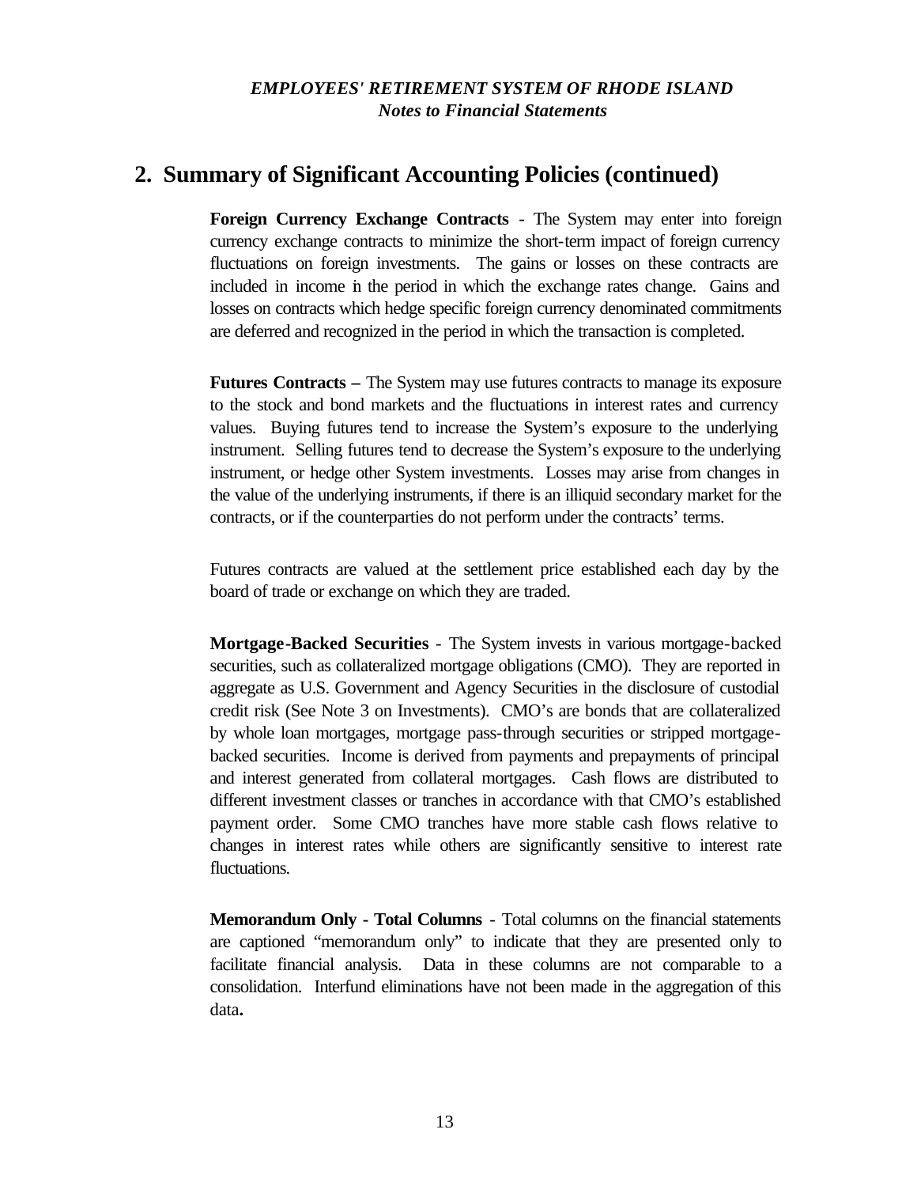## 2. Summary of Significant Accounting Policies (continued)

**Foreign Currency Exchange Contracts** - The System may enter into foreign currency exchange contracts to minimize the short-term impact of foreign currency fluctuations on foreign investments. The gains or losses on these contracts are included in income in the period in which the exchange rates change. Gains and losses on contracts which hedge specific foreign currency denominated commitments are deferred and recognized in the period in which the transaction is completed.

**Futures Contracts –** The System may use futures contracts to manage its exposure to the stock and bond markets and the fluctuations in interest rates and currency values. Buying futures tend to increase the System's exposure to the underlying instrument. Selling futures tend to decrease the System's exposure to the underlying instrument, or hedge other System investments. Losses may arise from changes in the value of the underlying instruments, if there is an illiquid secondary market for the contracts, or if the counterparties do not perform under the contracts' terms.

Futures contracts are valued at the settlement price established each day by the board of trade or exchange on which they are traded.

**Mortgage-Backed Securities** - The System invests in various mortgage-backed securities, such as collateralized mortgage obligations (CMO). They are reported in aggregate as U.S. Government and Agency Securities in the disclosure of custodial credit risk (See Note 3 on Investments). CMO's are bonds that are collateralized by whole loan mortgages, mortgage pass-through securities or stripped mortgage-backed securities. Income is derived from payments and prepayments of principal and interest generated from collateral mortgages. Cash flows are distributed to different investment classes or tranches in accordance with that CMO's established payment order. Some CMO tranches have more stable cash flows relative to changes in interest rates while others are significantly sensitive to interest rate fluctuations.

**Memorandum Only - Total Columns** - Total columns on the financial statements are captioned "memorandum only" to indicate that they are presented only to facilitate financial analysis. Data in these columns are not comparable to a consolidation. Interfund eliminations have not been made in the aggregation of this data.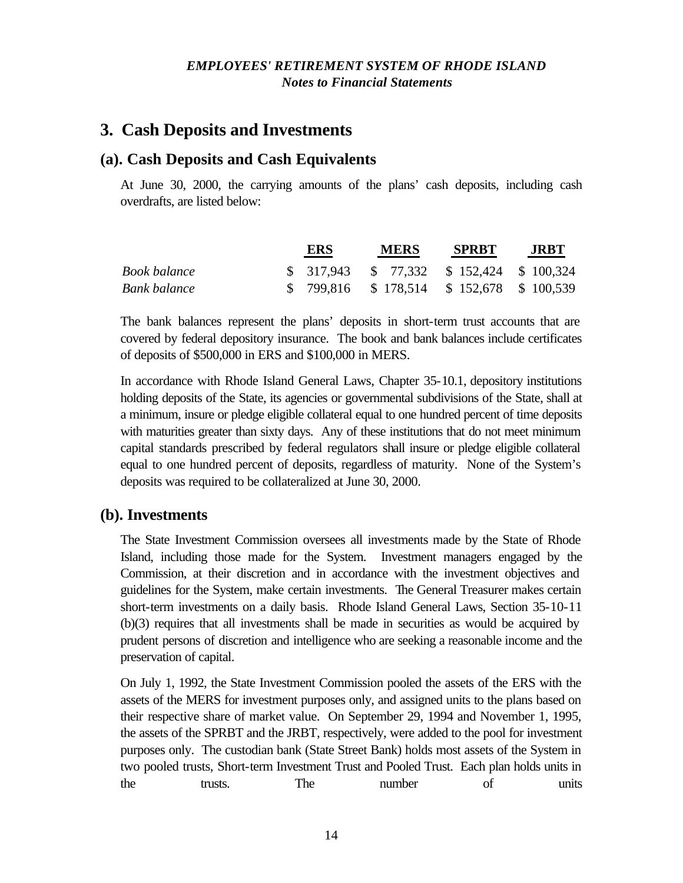## 3. Cash Deposits and Investments

### (a). Cash Deposits and Cash Equivalents

At June 30, 2000, the carrying amounts of the plans' cash deposits, including cash overdrafts, are listed below:

| | ERS | MERS | SPRBT | JRBT |
|---|---|---|---|---|
| *Book balance* | $ 317,943 | $ 77,332 | $ 152,424 | $ 100,324 |
| *Bank balance* | $ 799,816 | $ 178,514 | $ 152,678 | $ 100,539 |

The bank balances represent the plans' deposits in short-term trust accounts that are covered by federal depository insurance. The book and bank balances include certificates of deposits of $500,000 in ERS and $100,000 in MERS.

In accordance with Rhode Island General Laws, Chapter 35-10.1, depository institutions holding deposits of the State, its agencies or governmental subdivisions of the State, shall at a minimum, insure or pledge eligible collateral equal to one hundred percent of time deposits with maturities greater than sixty days. Any of these institutions that do not meet minimum capital standards prescribed by federal regulators shall insure or pledge eligible collateral equal to one hundred percent of deposits, regardless of maturity. None of the System's deposits was required to be collateralized at June 30, 2000.

### (b). Investments

The State Investment Commission oversees all investments made by the State of Rhode Island, including those made for the System. Investment managers engaged by the Commission, at their discretion and in accordance with the investment objectives and guidelines for the System, make certain investments. The General Treasurer makes certain short-term investments on a daily basis. Rhode Island General Laws, Section 35-10-11 (b)(3) requires that all investments shall be made in securities as would be acquired by prudent persons of discretion and intelligence who are seeking a reasonable income and the preservation of capital.

On July 1, 1992, the State Investment Commission pooled the assets of the ERS with the assets of the MERS for investment purposes only, and assigned units to the plans based on their respective share of market value. On September 29, 1994 and November 1, 1995, the assets of the SPRBT and the JRBT, respectively, were added to the pool for investment purposes only. The custodian bank (State Street Bank) holds most assets of the System in two pooled trusts, Short-term Investment Trust and Pooled Trust. Each plan holds units in the trusts. The number of units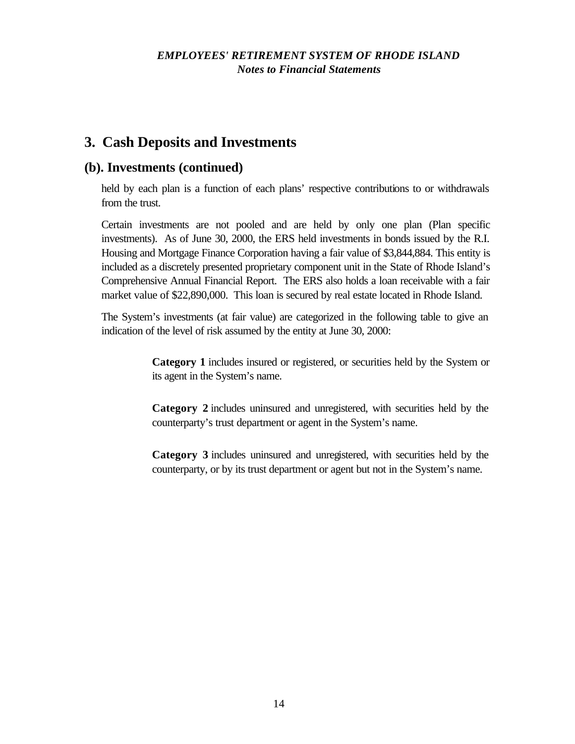## 3. Cash Deposits and Investments

### (b). Investments (continued)

held by each plan is a function of each plans' respective contributions to or withdrawals from the trust.

Certain investments are not pooled and are held by only one plan (Plan specific investments). As of June 30, 2000, the ERS held investments in bonds issued by the R.I. Housing and Mortgage Finance Corporation having a fair value of $3,844,884. This entity is included as a discretely presented proprietary component unit in the State of Rhode Island's Comprehensive Annual Financial Report. The ERS also holds a loan receivable with a fair market value of $22,890,000. This loan is secured by real estate located in Rhode Island.

The System's investments (at fair value) are categorized in the following table to give an indication of the level of risk assumed by the entity at June 30, 2000:

**Category 1** includes insured or registered, or securities held by the System or its agent in the System's name.

**Category 2** includes uninsured and unregistered, with securities held by the counterparty's trust department or agent in the System's name.

**Category 3** includes uninsured and unregistered, with securities held by the counterparty, or by its trust department or agent but not in the System's name.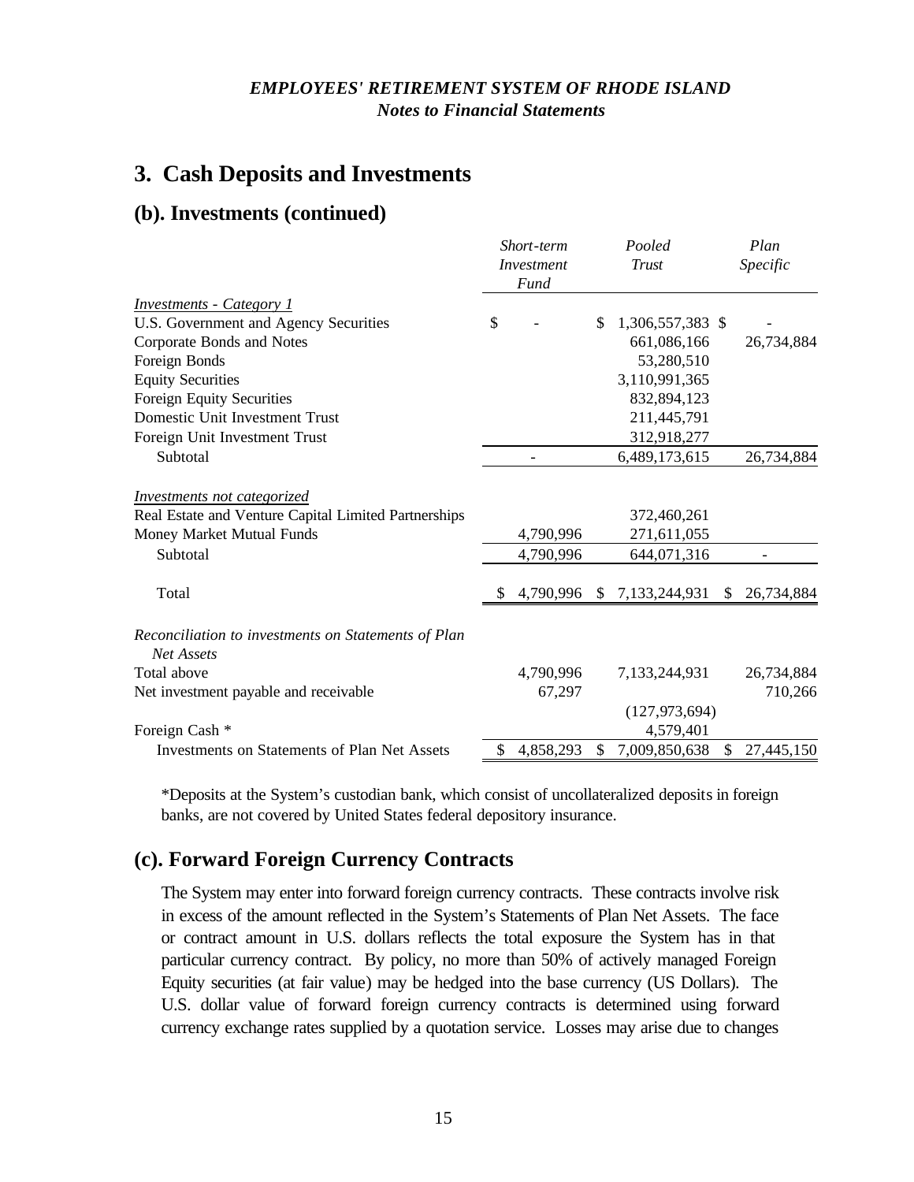# 3. Cash Deposits and Investments

## (b). Investments (continued)

| | *Short-term Investment Fund* | *Pooled Trust* | *Plan Specific* |
|---|---|---|---|
| *Investments - Category 1* | | | |
| U.S. Government and Agency Securities | $ - | $ 1,306,557,383 | $ - |
| Corporate Bonds and Notes | | 661,086,166 | 26,734,884 |
| Foreign Bonds | | 53,280,510 | |
| Equity Securities | | 3,110,991,365 | |
| Foreign Equity Securities | | 832,894,123 | |
| Domestic Unit Investment Trust | | 211,445,791 | |
| Foreign Unit Investment Trust | | 312,918,277 | |
| Subtotal | - | 6,489,173,615 | 26,734,884 |
| *Investments not categorized* | | | |
| Real Estate and Venture Capital Limited Partnerships | | 372,460,261 | |
| Money Market Mutual Funds | 4,790,996 | 271,611,055 | |
| Subtotal | 4,790,996 | 644,071,316 | - |
| Total | $ 4,790,996 | $ 7,133,244,931 | $ 26,734,884 |
| *Reconciliation to investments on Statements of Plan Net Assets* | | | |
| Total above | 4,790,996 | 7,133,244,931 | 26,734,884 |
| Net investment payable and receivable | 67,297 | | 710,266 |
| | | (127,973,694) | |
| Foreign Cash * | | 4,579,401 | |
| Investments on Statements of Plan Net Assets | $ 4,858,293 | $ 7,009,850,638 | $ 27,445,150 |

*Deposits at the System's custodian bank, which consist of uncollateralized deposits in foreign banks, are not covered by United States federal depository insurance.

## (c). Forward Foreign Currency Contracts

The System may enter into forward foreign currency contracts. These contracts involve risk in excess of the amount reflected in the System's Statements of Plan Net Assets. The face or contract amount in U.S. dollars reflects the total exposure the System has in that particular currency contract. By policy, no more than 50% of actively managed Foreign Equity securities (at fair value) may be hedged into the base currency (US Dollars). The U.S. dollar value of forward foreign currency contracts is determined using forward currency exchange rates supplied by a quotation service. Losses may arise due to changes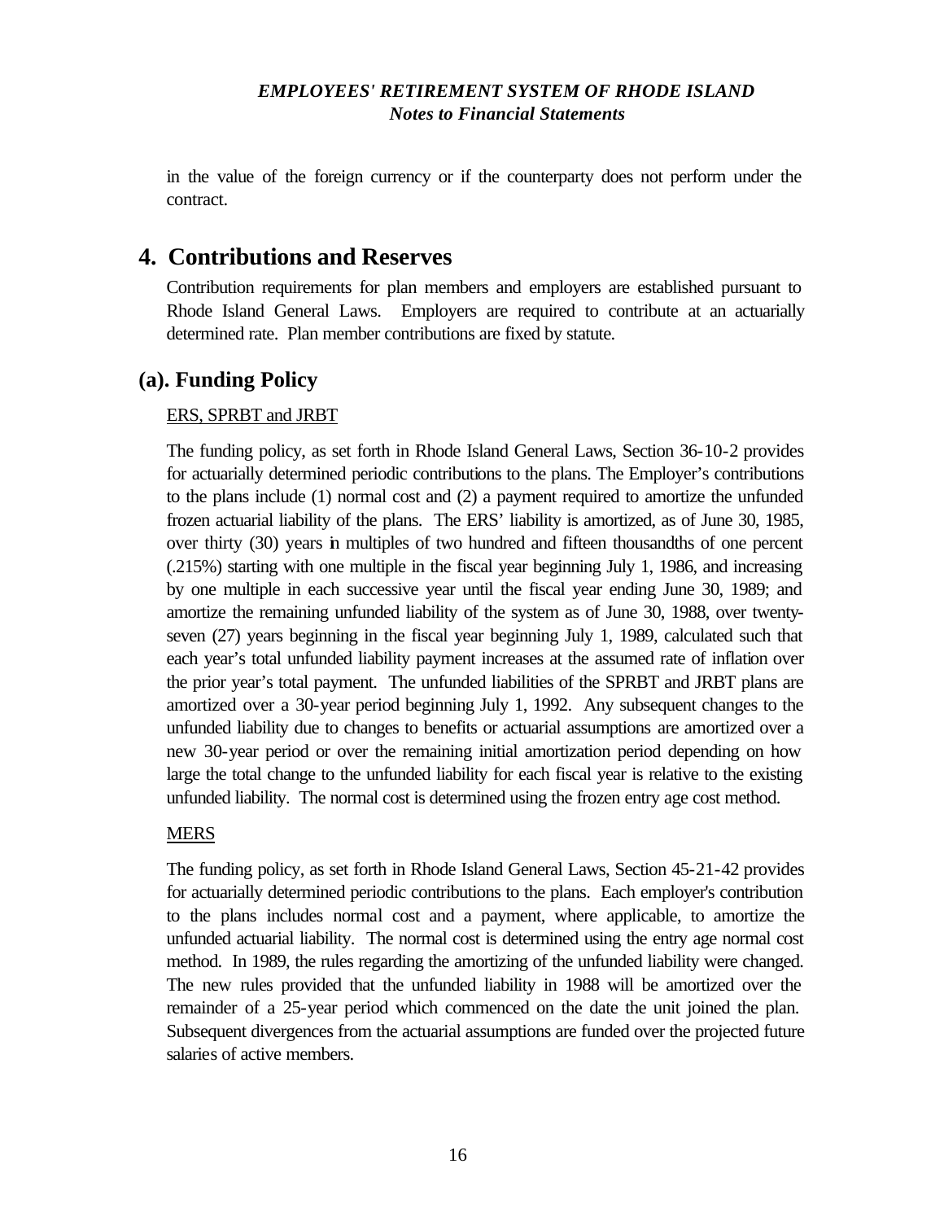in the value of the foreign currency or if the counterparty does not perform under the contract.

## 4. Contributions and Reserves

Contribution requirements for plan members and employers are established pursuant to Rhode Island General Laws. Employers are required to contribute at an actuarially determined rate. Plan member contributions are fixed by statute.

## (a). Funding Policy

ERS, SPRBT and JRBT

The funding policy, as set forth in Rhode Island General Laws, Section 36-10-2 provides for actuarially determined periodic contributions to the plans. The Employer's contributions to the plans include (1) normal cost and (2) a payment required to amortize the unfunded frozen actuarial liability of the plans. The ERS' liability is amortized, as of June 30, 1985, over thirty (30) years in multiples of two hundred and fifteen thousandths of one percent (.215%) starting with one multiple in the fiscal year beginning July 1, 1986, and increasing by one multiple in each successive year until the fiscal year ending June 30, 1989; and amortize the remaining unfunded liability of the system as of June 30, 1988, over twenty-seven (27) years beginning in the fiscal year beginning July 1, 1989, calculated such that each year's total unfunded liability payment increases at the assumed rate of inflation over the prior year's total payment. The unfunded liabilities of the SPRBT and JRBT plans are amortized over a 30-year period beginning July 1, 1992. Any subsequent changes to the unfunded liability due to changes to benefits or actuarial assumptions are amortized over a new 30-year period or over the remaining initial amortization period depending on how large the total change to the unfunded liability for each fiscal year is relative to the existing unfunded liability. The normal cost is determined using the frozen entry age cost method.

MERS

The funding policy, as set forth in Rhode Island General Laws, Section 45-21-42 provides for actuarially determined periodic contributions to the plans. Each employer's contribution to the plans includes normal cost and a payment, where applicable, to amortize the unfunded actuarial liability. The normal cost is determined using the entry age normal cost method. In 1989, the rules regarding the amortizing of the unfunded liability were changed. The new rules provided that the unfunded liability in 1988 will be amortized over the remainder of a 25-year period which commenced on the date the unit joined the plan. Subsequent divergences from the actuarial assumptions are funded over the projected future salaries of active members.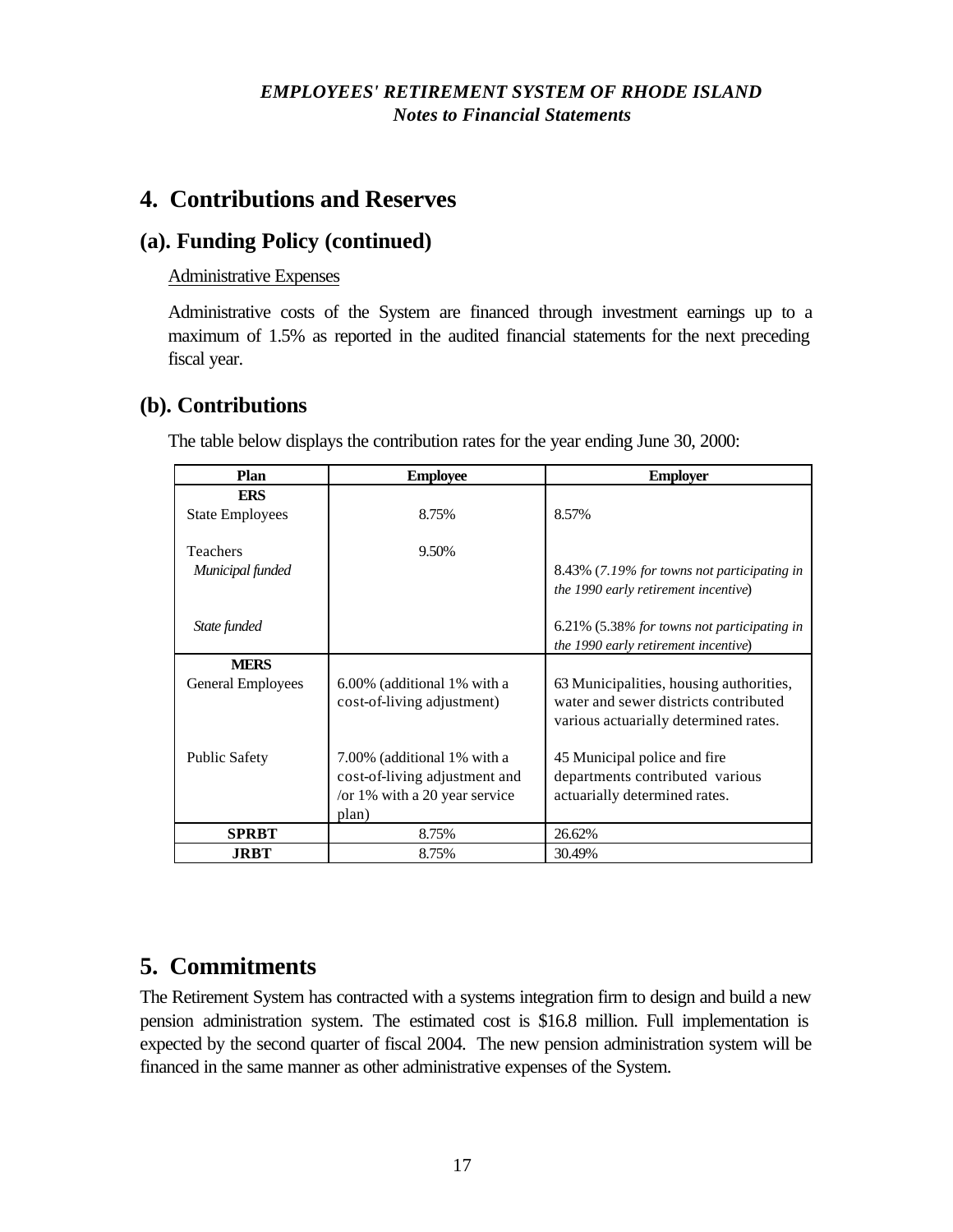## 4. Contributions and Reserves

### (a). Funding Policy (continued)

Administrative Expenses

Administrative costs of the System are financed through investment earnings up to a maximum of 1.5% as reported in the audited financial statements for the next preceding fiscal year.

### (b). Contributions

The table below displays the contribution rates for the year ending June 30, 2000:

| Plan | Employee | Employer |
|---|---|---|
| **ERS** | | |
| State Employees | 8.75% | 8.57% |
| Teachers | 9.50% | |
| *Municipal funded* | | 8.43% (*7.19% for towns not participating in the 1990 early retirement incentive*) |
| *State funded* | | 6.21% (5.38*% for towns not participating in the 1990 early retirement incentive*) |
| **MERS** | | |
| General Employees | 6.00% (additional 1% with a cost-of-living adjustment) | 63 Municipalities, housing authorities, water and sewer districts contributed various actuarially determined rates. |
| Public Safety | 7.00% (additional 1% with a cost-of-living adjustment and /or 1% with a 20 year service plan) | 45 Municipal police and fire departments contributed various actuarially determined rates. |
| **SPRBT** | 8.75% | 26.62% |
| **JRBT** | 8.75% | 30.49% |

## 5. Commitments

The Retirement System has contracted with a systems integration firm to design and build a new pension administration system. The estimated cost is $16.8 million. Full implementation is expected by the second quarter of fiscal 2004. The new pension administration system will be financed in the same manner as other administrative expenses of the System.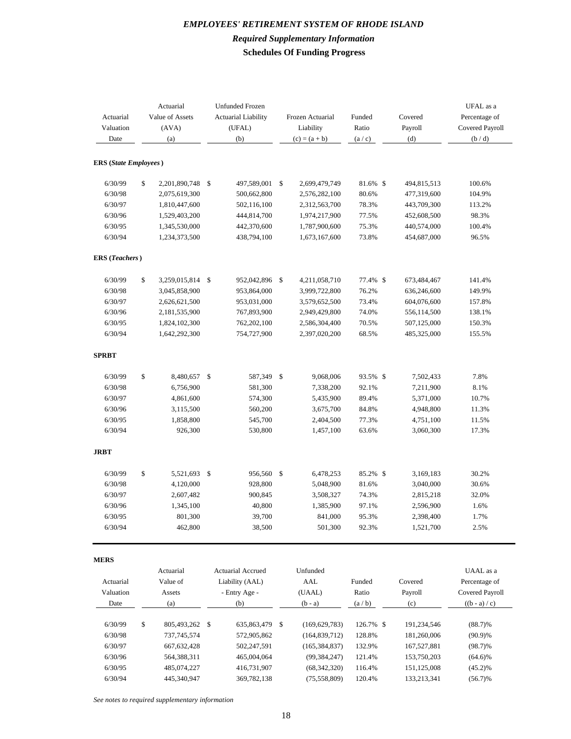# *EMPLOYEES' RETIREMENT SYSTEM OF RHODE ISLAND*

## *Required Supplementary Information*

## Schedules Of Funding Progress

| Actuarial Valuation Date | Actuarial Value of Assets (AVA) (a) | Unfunded Frozen Actuarial Liability (UFAL) (b) | Frozen Actuarial Liability (c) = (a + b) | Funded Ratio (a / c) | Covered Payroll (d) | UFAL as a Percentage of Covered Payroll (b / d) |
|---|---|---|---|---|---|---|
| **ERS (*State Employees*)** | | | | | | |
| 6/30/99 | $ 2,201,890,748 | $ 497,589,001 | $ 2,699,479,749 | 81.6% | $ 494,815,513 | 100.6% |
| 6/30/98 | 2,075,619,300 | 500,662,800 | 2,576,282,100 | 80.6% | 477,319,600 | 104.9% |
| 6/30/97 | 1,810,447,600 | 502,116,100 | 2,312,563,700 | 78.3% | 443,709,300 | 113.2% |
| 6/30/96 | 1,529,403,200 | 444,814,700 | 1,974,217,900 | 77.5% | 452,608,500 | 98.3% |
| 6/30/95 | 1,345,530,000 | 442,370,600 | 1,787,900,600 | 75.3% | 440,574,000 | 100.4% |
| 6/30/94 | 1,234,373,500 | 438,794,100 | 1,673,167,600 | 73.8% | 454,687,000 | 96.5% |
| **ERS (*Teachers*)** | | | | | | |
| 6/30/99 | $ 3,259,015,814 | $ 952,042,896 | $ 4,211,058,710 | 77.4% | $ 673,484,467 | 141.4% |
| 6/30/98 | 3,045,858,900 | 953,864,000 | 3,999,722,800 | 76.2% | 636,246,600 | 149.9% |
| 6/30/97 | 2,626,621,500 | 953,031,000 | 3,579,652,500 | 73.4% | 604,076,600 | 157.8% |
| 6/30/96 | 2,181,535,900 | 767,893,900 | 2,949,429,800 | 74.0% | 556,114,500 | 138.1% |
| 6/30/95 | 1,824,102,300 | 762,202,100 | 2,586,304,400 | 70.5% | 507,125,000 | 150.3% |
| 6/30/94 | 1,642,292,300 | 754,727,900 | 2,397,020,200 | 68.5% | 485,325,000 | 155.5% |
| **SPRBT** | | | | | | |
| 6/30/99 | $ 8,480,657 | $ 587,349 | $ 9,068,006 | 93.5% | $ 7,502,433 | 7.8% |
| 6/30/98 | 6,756,900 | 581,300 | 7,338,200 | 92.1% | 7,211,900 | 8.1% |
| 6/30/97 | 4,861,600 | 574,300 | 5,435,900 | 89.4% | 5,371,000 | 10.7% |
| 6/30/96 | 3,115,500 | 560,200 | 3,675,700 | 84.8% | 4,948,800 | 11.3% |
| 6/30/95 | 1,858,800 | 545,700 | 2,404,500 | 77.3% | 4,751,100 | 11.5% |
| 6/30/94 | 926,300 | 530,800 | 1,457,100 | 63.6% | 3,060,300 | 17.3% |
| **JRBT** | | | | | | |
| 6/30/99 | $ 5,521,693 | $ 956,560 | $ 6,478,253 | 85.2% | $ 3,169,183 | 30.2% |
| 6/30/98 | 4,120,000 | 928,800 | 5,048,900 | 81.6% | 3,040,000 | 30.6% |
| 6/30/97 | 2,607,482 | 900,845 | 3,508,327 | 74.3% | 2,815,218 | 32.0% |
| 6/30/96 | 1,345,100 | 40,800 | 1,385,900 | 97.1% | 2,596,900 | 1.6% |
| 6/30/95 | 801,300 | 39,700 | 841,000 | 95.3% | 2,398,400 | 1.7% |
| 6/30/94 | 462,800 | 38,500 | 501,300 | 92.3% | 1,521,700 | 2.5% |

**MERS**

| Actuarial Valuation Date | Actuarial Value of Assets (a) | Actuarial Accrued Liability (AAL) - Entry Age - (b) | Unfunded AAL (UAAL) (b - a) | Funded Ratio (a / b) | Covered Payroll (c) | UAAL as a Percentage of Covered Payroll ((b - a) / c) |
|---|---|---|---|---|---|---|
| 6/30/99 | $ 805,493,262 | $ 635,863,479 | $ (169,629,783) | 126.7% | $ 191,234,546 | (88.7)% |
| 6/30/98 | 737,745,574 | 572,905,862 | (164,839,712) | 128.8% | 181,260,006 | (90.9)% |
| 6/30/97 | 667,632,428 | 502,247,591 | (165,384,837) | 132.9% | 167,527,881 | (98.7)% |
| 6/30/96 | 564,388,311 | 465,004,064 | (99,384,247) | 121.4% | 153,750,203 | (64.6)% |
| 6/30/95 | 485,074,227 | 416,731,907 | (68,342,320) | 116.4% | 151,125,008 | (45.2)% |
| 6/30/94 | 445,340,947 | 369,782,138 | (75,558,809) | 120.4% | 133,213,341 | (56.7)% |

*See notes to required supplementary information*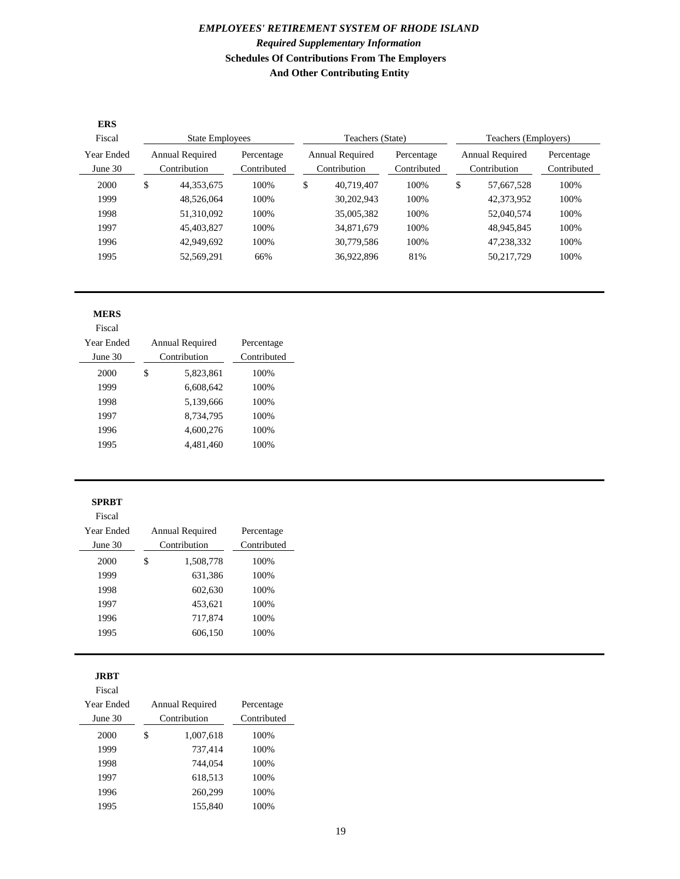***EMPLOYEES' RETIREMENT SYSTEM OF RHODE ISLAND***

***Required Supplementary Information***

**Schedules Of Contributions From The Employers And Other Contributing Entity**

**ERS**

| Fiscal | State Employees | | Teachers (State) | | Teachers (Employers) | |
|---|---|---|---|---|---|---|
| Year Ended June 30 | Annual Required Contribution | Percentage Contributed | Annual Required Contribution | Percentage Contributed | Annual Required Contribution | Percentage Contributed |
| 2000 | $ 44,353,675 | 100% | $ 40,719,407 | 100% | $ 57,667,528 | 100% |
| 1999 | 48,526,064 | 100% | 30,202,943 | 100% | 42,373,952 | 100% |
| 1998 | 51,310,092 | 100% | 35,005,382 | 100% | 52,040,574 | 100% |
| 1997 | 45,403,827 | 100% | 34,871,679 | 100% | 48,945,845 | 100% |
| 1996 | 42,949,692 | 100% | 30,779,586 | 100% | 47,238,332 | 100% |
| 1995 | 52,569,291 | 66% | 36,922,896 | 81% | 50,217,729 | 100% |

**MERS**

| Fiscal Year Ended June 30 | Annual Required Contribution | Percentage Contributed |
|---|---|---|
| 2000 | $ 5,823,861 | 100% |
| 1999 | 6,608,642 | 100% |
| 1998 | 5,139,666 | 100% |
| 1997 | 8,734,795 | 100% |
| 1996 | 4,600,276 | 100% |
| 1995 | 4,481,460 | 100% |

**SPRBT**

| Fiscal Year Ended June 30 | Annual Required Contribution | Percentage Contributed |
|---|---|---|
| 2000 | $ 1,508,778 | 100% |
| 1999 | 631,386 | 100% |
| 1998 | 602,630 | 100% |
| 1997 | 453,621 | 100% |
| 1996 | 717,874 | 100% |
| 1995 | 606,150 | 100% |

**JRBT**

| Fiscal Year Ended June 30 | Annual Required Contribution | Percentage Contributed |
|---|---|---|
| 2000 | $ 1,007,618 | 100% |
| 1999 | 737,414 | 100% |
| 1998 | 744,054 | 100% |
| 1997 | 618,513 | 100% |
| 1996 | 260,299 | 100% |
| 1995 | 155,840 | 100% |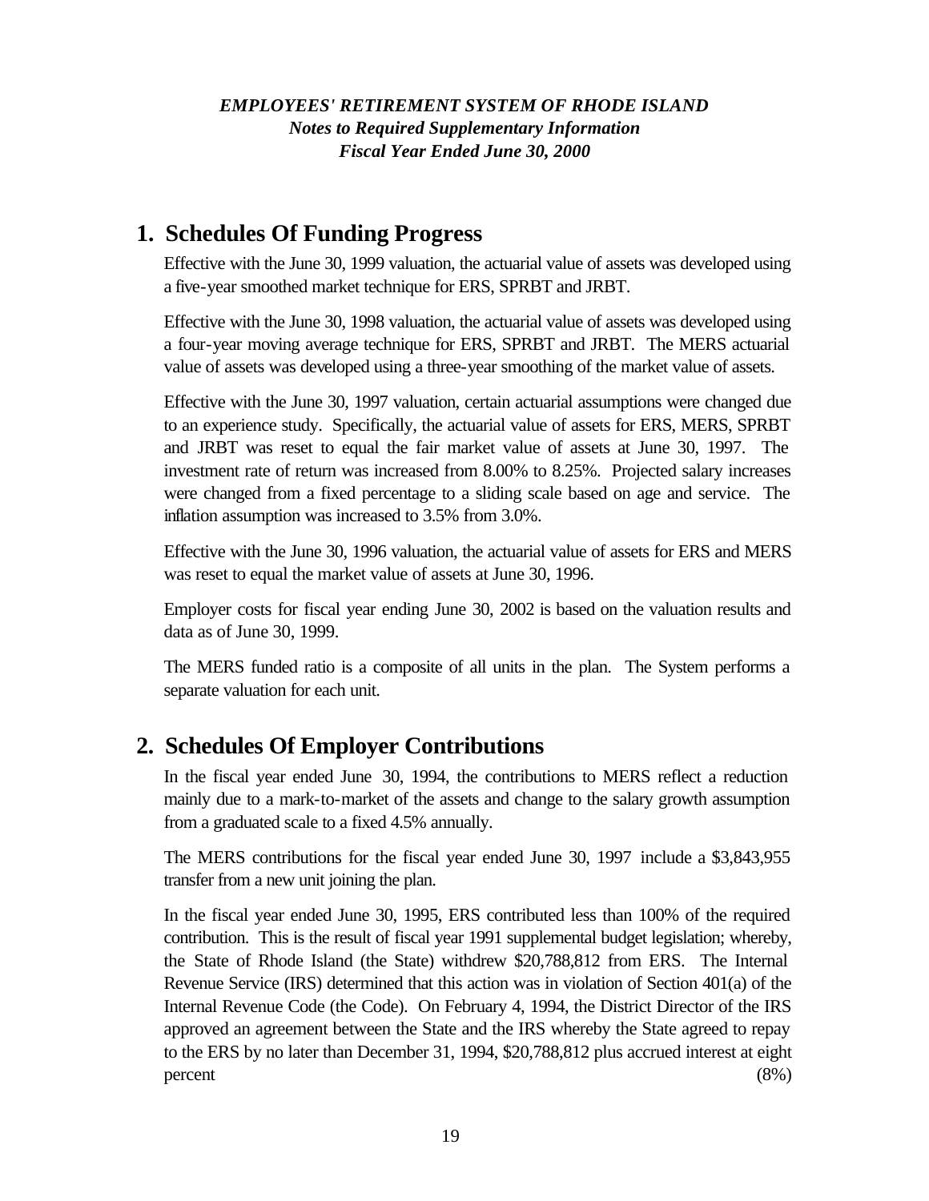***EMPLOYEES' RETIREMENT SYSTEM OF RHODE ISLAND***
***Notes to Required Supplementary Information***
***Fiscal Year Ended June 30, 2000***

## 1. Schedules Of Funding Progress

Effective with the June 30, 1999 valuation, the actuarial value of assets was developed using a five-year smoothed market technique for ERS, SPRBT and JRBT.

Effective with the June 30, 1998 valuation, the actuarial value of assets was developed using a four-year moving average technique for ERS, SPRBT and JRBT. The MERS actuarial value of assets was developed using a three-year smoothing of the market value of assets.

Effective with the June 30, 1997 valuation, certain actuarial assumptions were changed due to an experience study. Specifically, the actuarial value of assets for ERS, MERS, SPRBT and JRBT was reset to equal the fair market value of assets at June 30, 1997. The investment rate of return was increased from 8.00% to 8.25%. Projected salary increases were changed from a fixed percentage to a sliding scale based on age and service. The inflation assumption was increased to 3.5% from 3.0%.

Effective with the June 30, 1996 valuation, the actuarial value of assets for ERS and MERS was reset to equal the market value of assets at June 30, 1996.

Employer costs for fiscal year ending June 30, 2002 is based on the valuation results and data as of June 30, 1999.

The MERS funded ratio is a composite of all units in the plan. The System performs a separate valuation for each unit.

## 2. Schedules Of Employer Contributions

In the fiscal year ended June 30, 1994, the contributions to MERS reflect a reduction mainly due to a mark-to-market of the assets and change to the salary growth assumption from a graduated scale to a fixed 4.5% annually.

The MERS contributions for the fiscal year ended June 30, 1997 include a $3,843,955 transfer from a new unit joining the plan.

In the fiscal year ended June 30, 1995, ERS contributed less than 100% of the required contribution. This is the result of fiscal year 1991 supplemental budget legislation; whereby, the State of Rhode Island (the State) withdrew $20,788,812 from ERS. The Internal Revenue Service (IRS) determined that this action was in violation of Section 401(a) of the Internal Revenue Code (the Code). On February 4, 1994, the District Director of the IRS approved an agreement between the State and the IRS whereby the State agreed to repay to the ERS by no later than December 31, 1994, $20,788,812 plus accrued interest at eight percent (8%)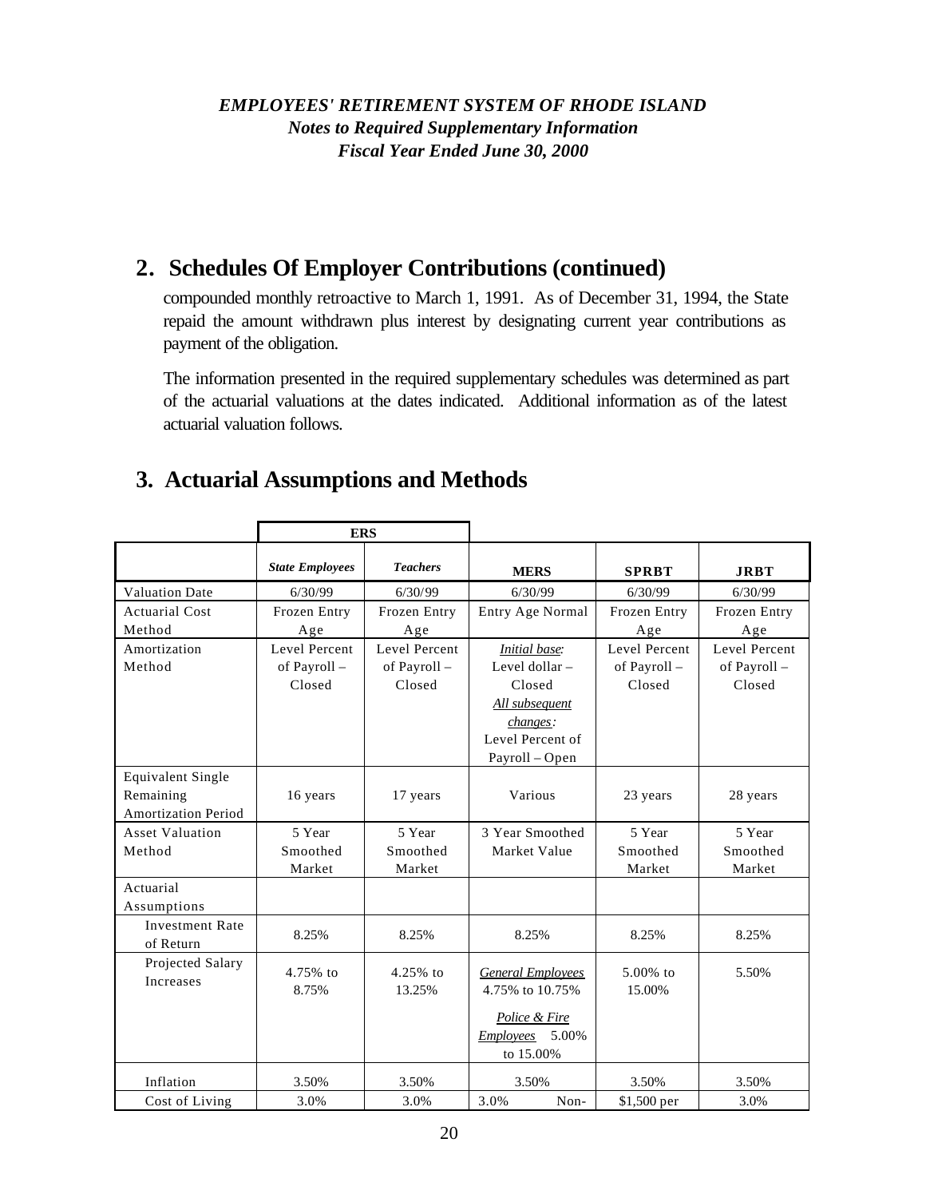*EMPLOYEES' RETIREMENT SYSTEM OF RHODE ISLAND*
*Notes to Required Supplementary Information*
*Fiscal Year Ended June 30, 2000*

## 2. Schedules Of Employer Contributions (continued)

compounded monthly retroactive to March 1, 1991. As of December 31, 1994, the State repaid the amount withdrawn plus interest by designating current year contributions as payment of the obligation.

The information presented in the required supplementary schedules was determined as part of the actuarial valuations at the dates indicated. Additional information as of the latest actuarial valuation follows.

## 3. Actuarial Assumptions and Methods

| | **ERS** | | | | |
|---|---|---|---|---|---|
| | ***State Employees*** | ***Teachers*** | **MERS** | **SPRBT** | **JRBT** |
| Valuation Date | 6/30/99 | 6/30/99 | 6/30/99 | 6/30/99 | 6/30/99 |
| Actuarial Cost Method | Frozen Entry Age | Frozen Entry Age | Entry Age Normal | Frozen Entry Age | Frozen Entry Age |
| Amortization Method | Level Percent of Payroll – Closed | Level Percent of Payroll – Closed | *Initial base*: Level dollar – Closed *All subsequent changes*: Level Percent of Payroll – Open | Level Percent of Payroll – Closed | Level Percent of Payroll – Closed |
| Equivalent Single Remaining Amortization Period | 16 years | 17 years | Various | 23 years | 28 years |
| Asset Valuation Method | 5 Year Smoothed Market | 5 Year Smoothed Market | 3 Year Smoothed Market Value | 5 Year Smoothed Market | 5 Year Smoothed Market |
| Actuarial Assumptions | | | | | |
| Investment Rate of Return | 8.25% | 8.25% | 8.25% | 8.25% | 8.25% |
| Projected Salary Increases | 4.75% to 8.75% | 4.25% to 13.25% | *General Employees* 4.75% to 10.75% *Police & Fire Employees* 5.00% to 15.00% | 5.00% to 15.00% | 5.50% |
| Inflation | 3.50% | 3.50% | 3.50% | 3.50% | 3.50% |
| Cost of Living | 3.0% | 3.0% | 3.0% Non- | $1,500 per | 3.0% |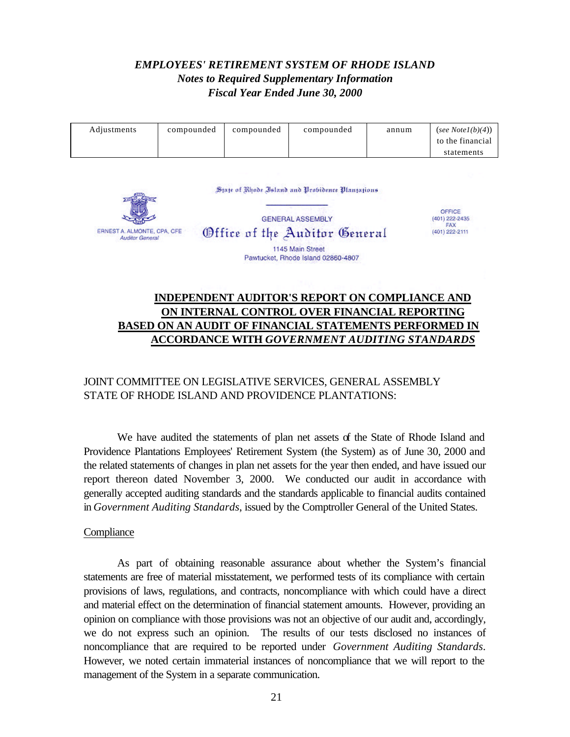*EMPLOYEES' RETIREMENT SYSTEM OF RHODE ISLAND*
*Notes to Required Supplementary Information*
*Fiscal Year Ended June 30, 2000*

| Adjustments | compounded | compounded | compounded | annum | (*see Note1(b)(4)*) to the financial statements |
|---|---|---|---|---|---|

State of Rhode Island and Providence Plantations

GENERAL ASSEMBLY

Office of the Auditor General

1145 Main Street
Pawtucket, Rhode Island 02860-4807

ERNEST A. ALMONTE, CPA, CFE
*Auditor General*

OFFICE
(401) 222-2435
FAX
(401) 222-2111

## INDEPENDENT AUDITOR'S REPORT ON COMPLIANCE AND ON INTERNAL CONTROL OVER FINANCIAL REPORTING BASED ON AN AUDIT OF FINANCIAL STATEMENTS PERFORMED IN ACCORDANCE WITH *GOVERNMENT AUDITING STANDARDS*

JOINT COMMITTEE ON LEGISLATIVE SERVICES, GENERAL ASSEMBLY
STATE OF RHODE ISLAND AND PROVIDENCE PLANTATIONS:

We have audited the statements of plan net assets of the State of Rhode Island and Providence Plantations Employees' Retirement System (the System) as of June 30, 2000 and the related statements of changes in plan net assets for the year then ended, and have issued our report thereon dated November 3, 2000. We conducted our audit in accordance with generally accepted auditing standards and the standards applicable to financial audits contained in *Government Auditing Standards*, issued by the Comptroller General of the United States.

Compliance

As part of obtaining reasonable assurance about whether the System's financial statements are free of material misstatement, we performed tests of its compliance with certain provisions of laws, regulations, and contracts, noncompliance with which could have a direct and material effect on the determination of financial statement amounts. However, providing an opinion on compliance with those provisions was not an objective of our audit and, accordingly, we do not express such an opinion. The results of our tests disclosed no instances of noncompliance that are required to be reported under *Government Auditing Standards*. However, we noted certain immaterial instances of noncompliance that we will report to the management of the System in a separate communication.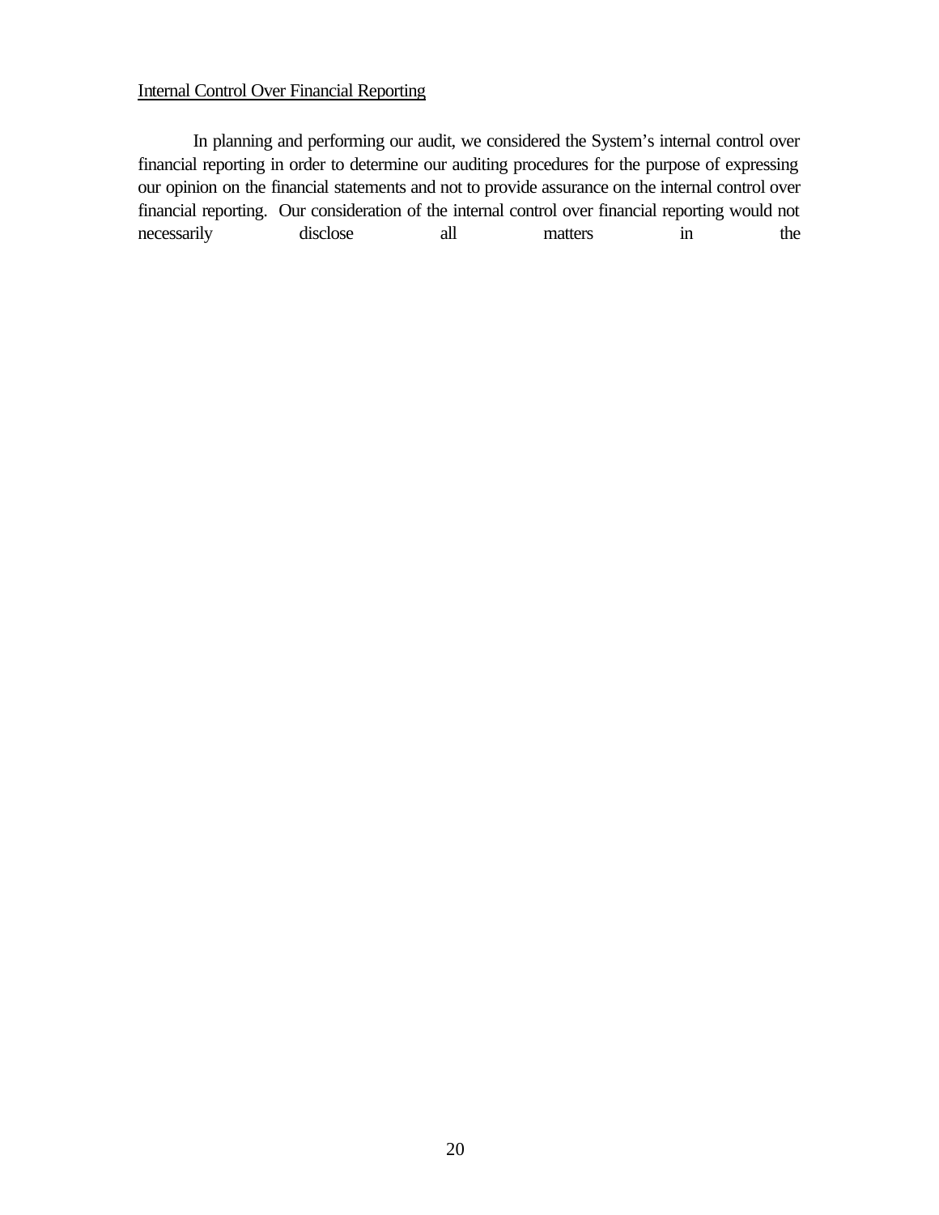Internal Control Over Financial Reporting

In planning and performing our audit, we considered the System's internal control over financial reporting in order to determine our auditing procedures for the purpose of expressing our opinion on the financial statements and not to provide assurance on the internal control over financial reporting. Our consideration of the internal control over financial reporting would not necessarily disclose all matters in the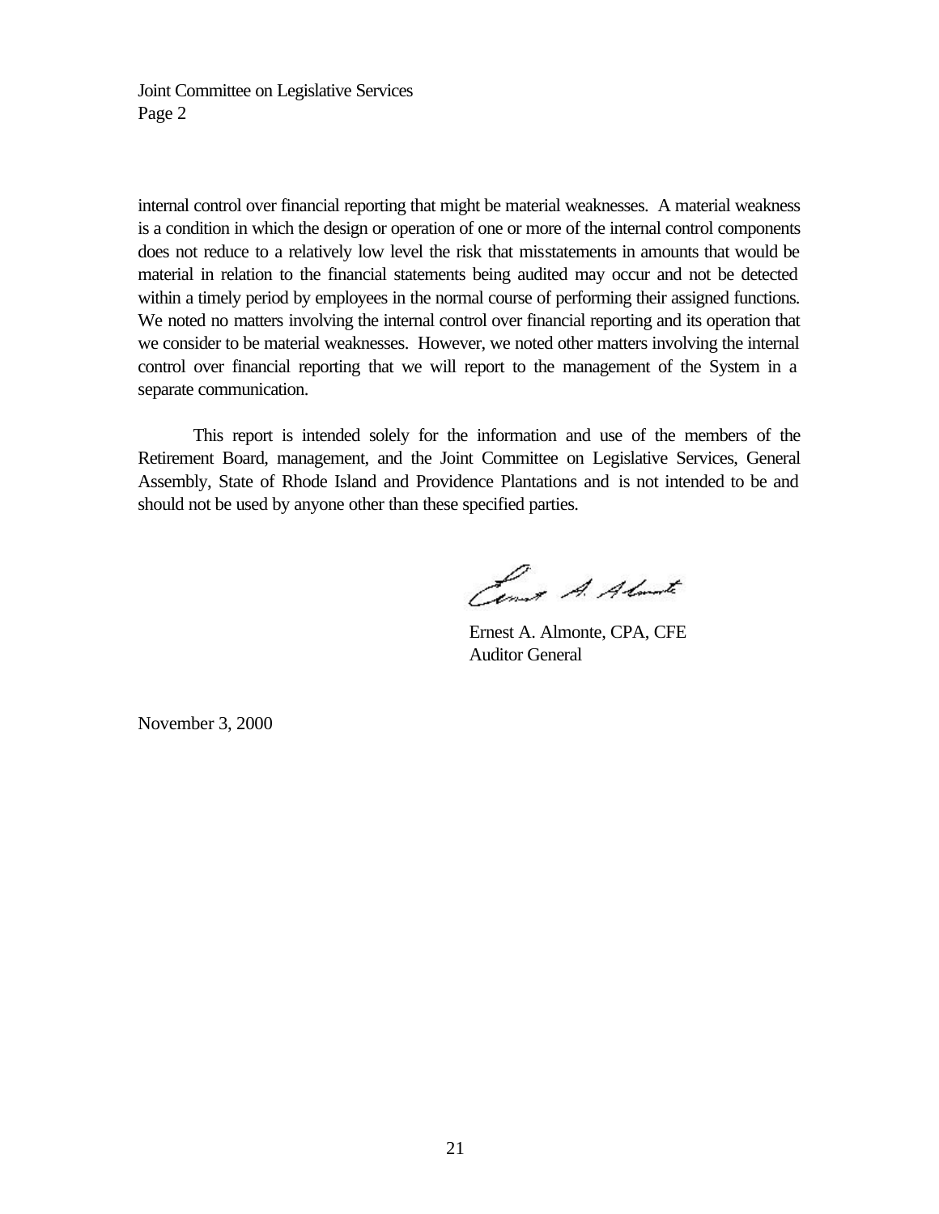internal control over financial reporting that might be material weaknesses. A material weakness is a condition in which the design or operation of one or more of the internal control components does not reduce to a relatively low level the risk that misstatements in amounts that would be material in relation to the financial statements being audited may occur and not be detected within a timely period by employees in the normal course of performing their assigned functions. We noted no matters involving the internal control over financial reporting and its operation that we consider to be material weaknesses. However, we noted other matters involving the internal control over financial reporting that we will report to the management of the System in a separate communication.

This report is intended solely for the information and use of the members of the Retirement Board, management, and the Joint Committee on Legislative Services, General Assembly, State of Rhode Island and Providence Plantations and is not intended to be and should not be used by anyone other than these specified parties.

Ernest A. Almonte, CPA, CFE
Auditor General

November 3, 2000